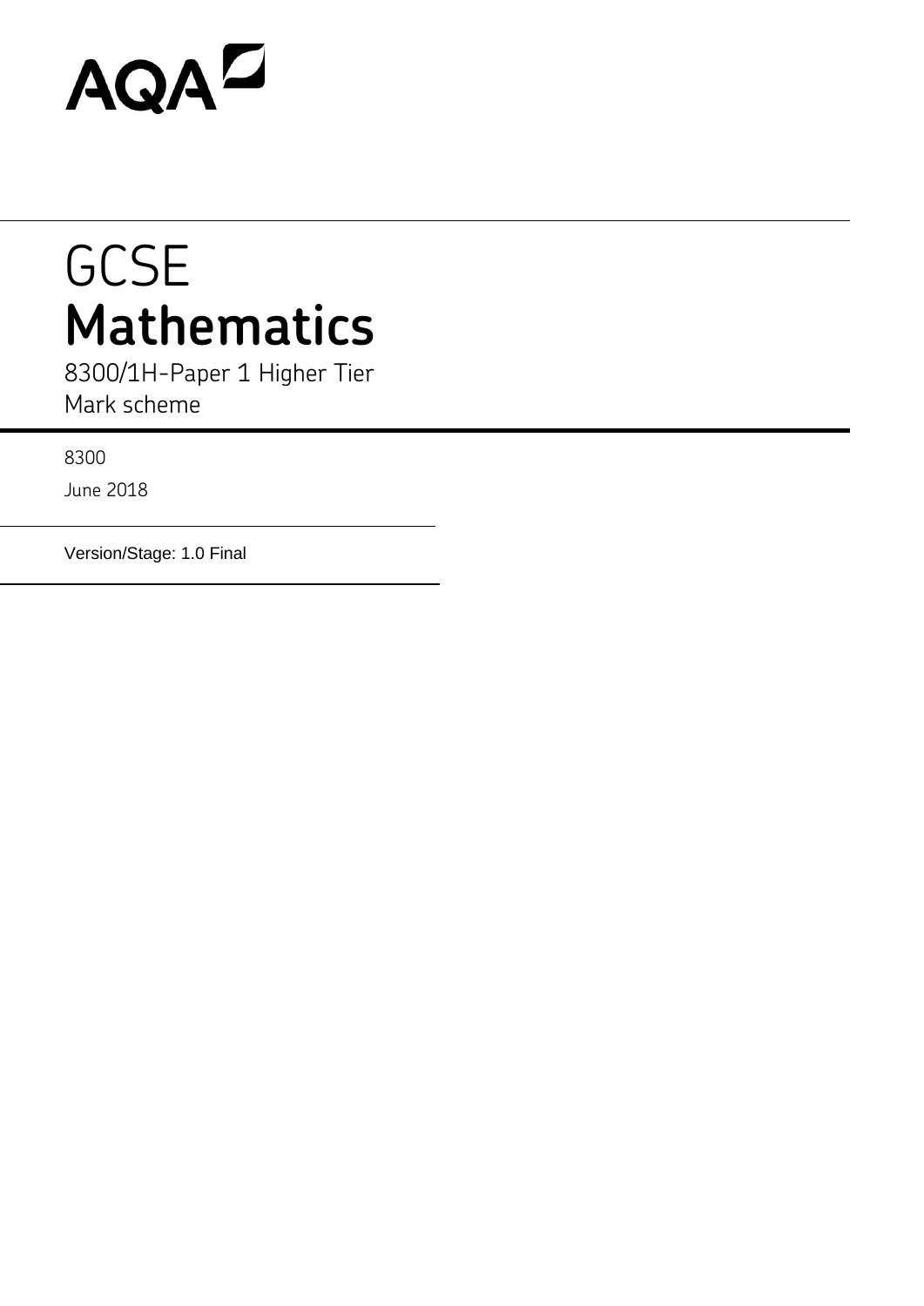AQA

# GCSE
# Mathematics

8300/1H-Paper 1 Higher Tier

Mark scheme

8300

June 2018

Version/Stage: 1.0 Final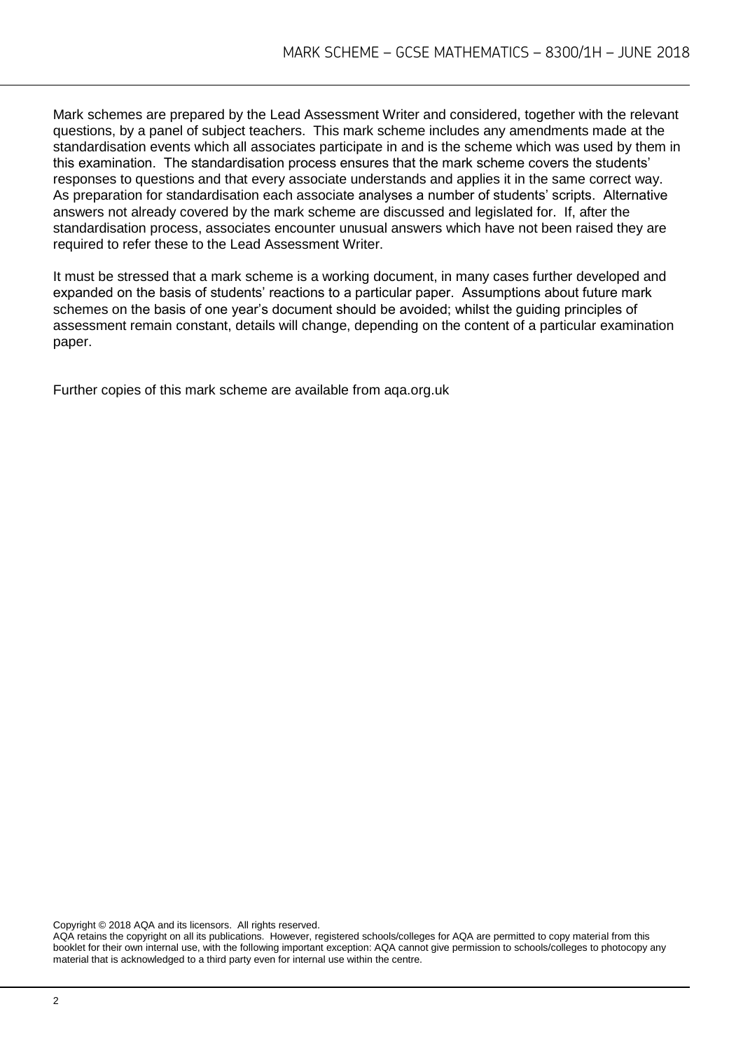Mark schemes are prepared by the Lead Assessment Writer and considered, together with the relevant questions, by a panel of subject teachers. This mark scheme includes any amendments made at the standardisation events which all associates participate in and is the scheme which was used by them in this examination. The standardisation process ensures that the mark scheme covers the students' responses to questions and that every associate understands and applies it in the same correct way. As preparation for standardisation each associate analyses a number of students' scripts. Alternative answers not already covered by the mark scheme are discussed and legislated for. If, after the standardisation process, associates encounter unusual answers which have not been raised they are required to refer these to the Lead Assessment Writer.

It must be stressed that a mark scheme is a working document, in many cases further developed and expanded on the basis of students' reactions to a particular paper. Assumptions about future mark schemes on the basis of one year's document should be avoided; whilst the guiding principles of assessment remain constant, details will change, depending on the content of a particular examination paper.

Further copies of this mark scheme are available from aqa.org.uk

Copyright © 2018 AQA and its licensors. All rights reserved.
AQA retains the copyright on all its publications. However, registered schools/colleges for AQA are permitted to copy material from this booklet for their own internal use, with the following important exception: AQA cannot give permission to schools/colleges to photocopy any material that is acknowledged to a third party even for internal use within the centre.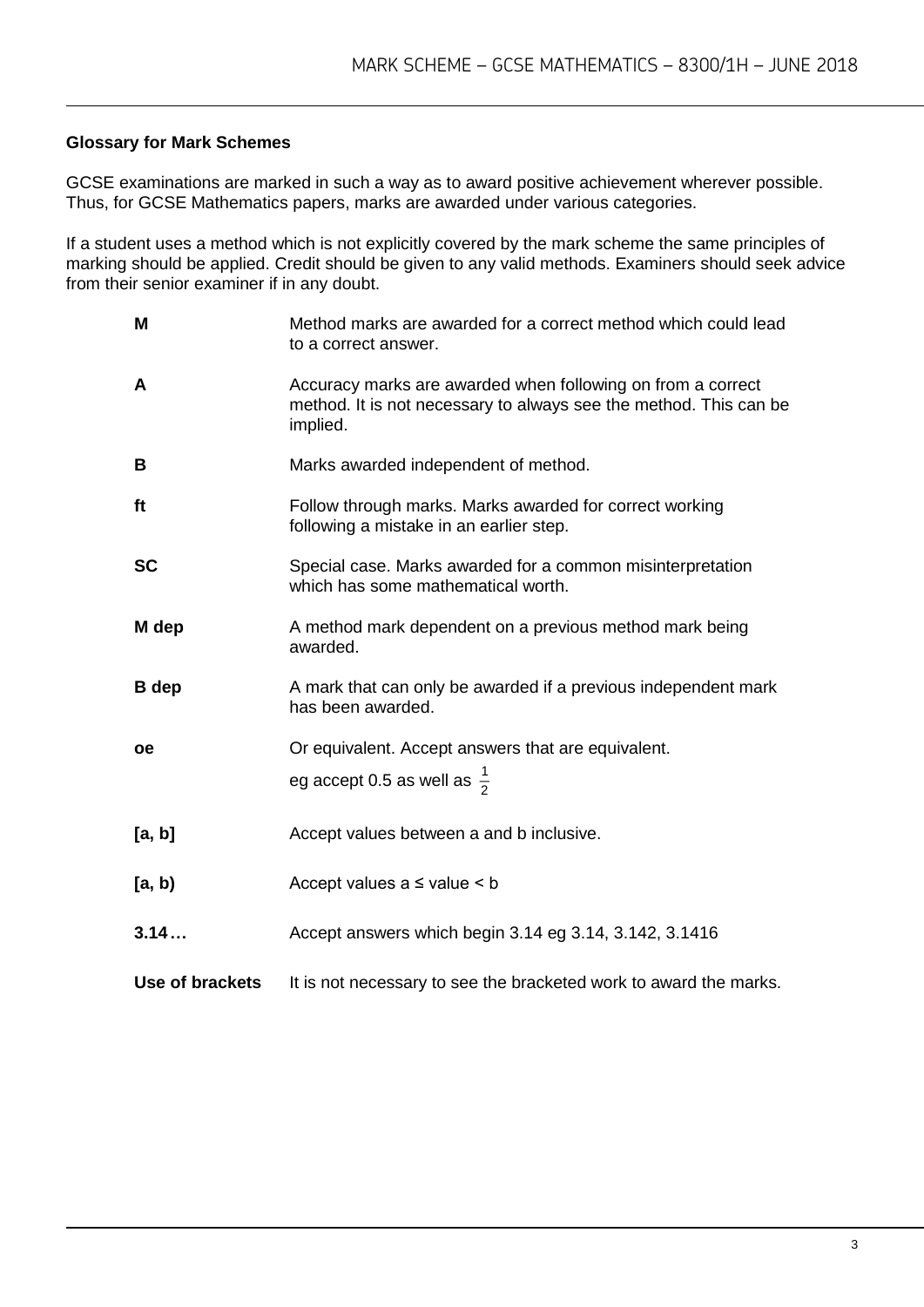**Glossary for Mark Schemes**

GCSE examinations are marked in such a way as to award positive achievement wherever possible. Thus, for GCSE Mathematics papers, marks are awarded under various categories.

If a student uses a method which is not explicitly covered by the mark scheme the same principles of marking should be applied. Credit should be given to any valid methods. Examiners should seek advice from their senior examiner if in any doubt.

| | |
|---|---|
| **M** | Method marks are awarded for a correct method which could lead to a correct answer. |
| **A** | Accuracy marks are awarded when following on from a correct method. It is not necessary to always see the method. This can be implied. |
| **B** | Marks awarded independent of method. |
| **ft** | Follow through marks. Marks awarded for correct working following a mistake in an earlier step. |
| **SC** | Special case. Marks awarded for a common misinterpretation which has some mathematical worth. |
| **M dep** | A method mark dependent on a previous method mark being awarded. |
| **B dep** | A mark that can only be awarded if a previous independent mark has been awarded. |
| **oe** | Or equivalent. Accept answers that are equivalent. eg accept 0.5 as well as $\frac{1}{2}$ |
| **[a, b]** | Accept values between a and b inclusive. |
| **[a, b)** | Accept values a ≤ value < b |
| **3.14…** | Accept answers which begin 3.14 eg 3.14, 3.142, 3.1416 |
| **Use of brackets** | It is not necessary to see the bracketed work to award the marks. |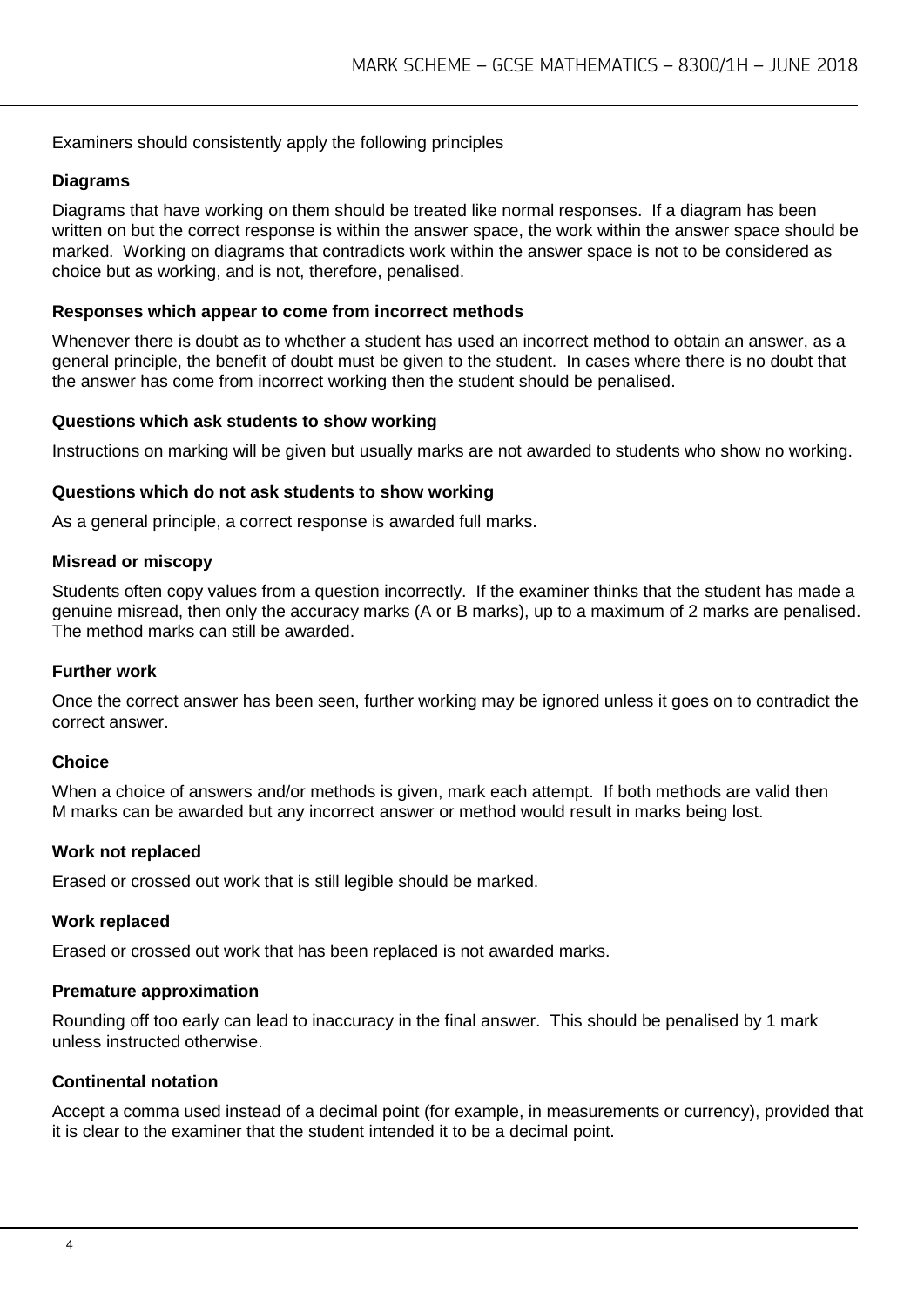Examiners should consistently apply the following principles

### Diagrams

Diagrams that have working on them should be treated like normal responses. If a diagram has been written on but the correct response is within the answer space, the work within the answer space should be marked. Working on diagrams that contradicts work within the answer space is not to be considered as choice but as working, and is not, therefore, penalised.

### Responses which appear to come from incorrect methods

Whenever there is doubt as to whether a student has used an incorrect method to obtain an answer, as a general principle, the benefit of doubt must be given to the student. In cases where there is no doubt that the answer has come from incorrect working then the student should be penalised.

### Questions which ask students to show working

Instructions on marking will be given but usually marks are not awarded to students who show no working.

### Questions which do not ask students to show working

As a general principle, a correct response is awarded full marks.

### Misread or miscopy

Students often copy values from a question incorrectly. If the examiner thinks that the student has made a genuine misread, then only the accuracy marks (A or B marks), up to a maximum of 2 marks are penalised. The method marks can still be awarded.

### Further work

Once the correct answer has been seen, further working may be ignored unless it goes on to contradict the correct answer.

### Choice

When a choice of answers and/or methods is given, mark each attempt. If both methods are valid then M marks can be awarded but any incorrect answer or method would result in marks being lost.

### Work not replaced

Erased or crossed out work that is still legible should be marked.

### Work replaced

Erased or crossed out work that has been replaced is not awarded marks.

### Premature approximation

Rounding off too early can lead to inaccuracy in the final answer. This should be penalised by 1 mark unless instructed otherwise.

### Continental notation

Accept a comma used instead of a decimal point (for example, in measurements or currency), provided that it is clear to the examiner that the student intended it to be a decimal point.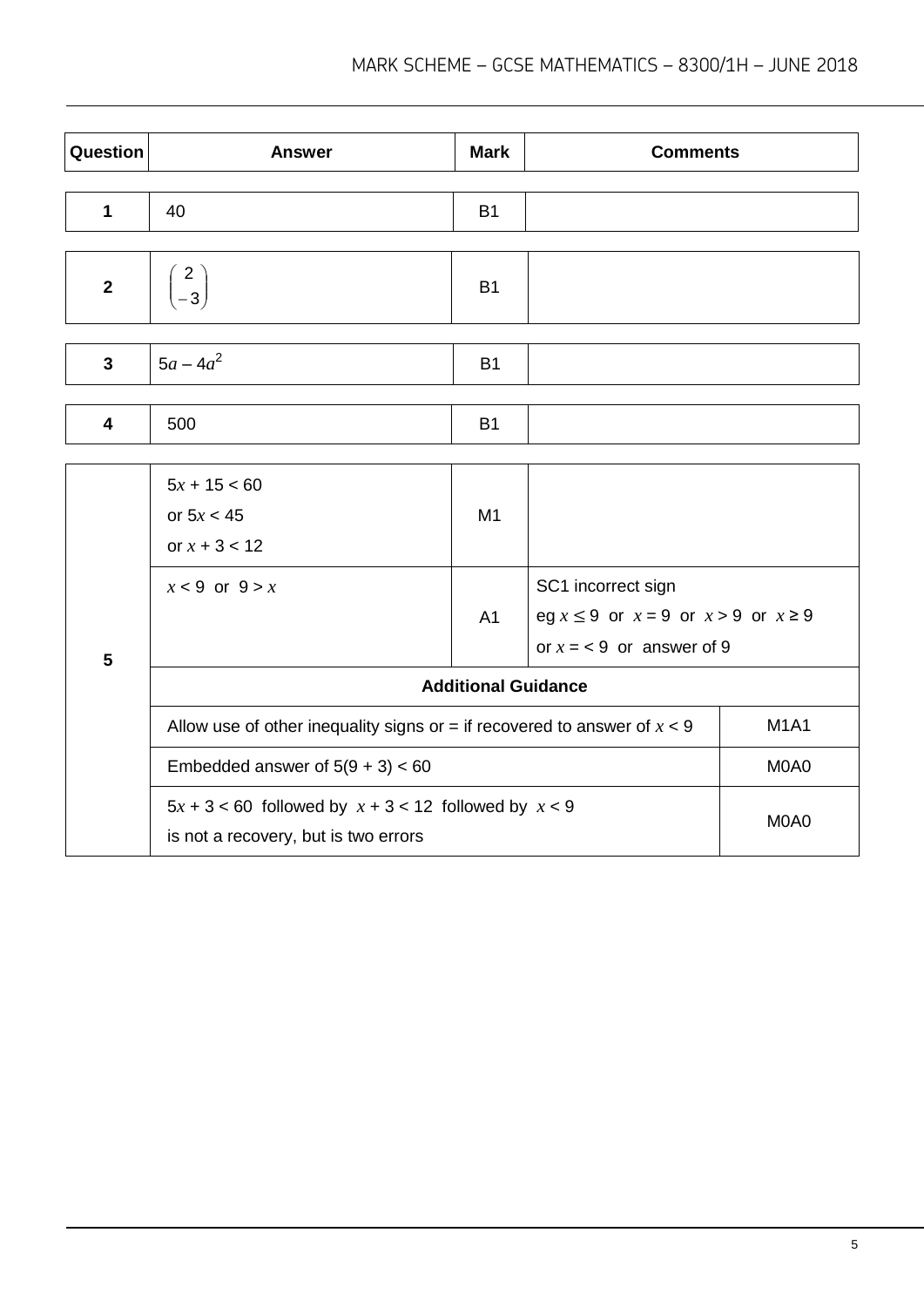| Question | Answer | Mark | Comments |
|---|---|---|---|
| 1 | 40 | B1 | |
| 2 | $\begin{pmatrix} 2 \\ -3 \end{pmatrix}$ | B1 | |
| 3 | $5a - 4a^2$ | B1 | |
| 4 | 500 | B1 | |
| 5 | $5x + 15 < 60$<br>or $5x < 45$<br>or $x + 3 < 12$ | M1 | |
| | $x < 9$ or $9 > x$ | A1 | SC1 incorrect sign<br>eg $x \leq 9$ or $x = 9$ or $x > 9$ or $x \geq 9$<br>or $x = < 9$ or answer of 9 |
| | **Additional Guidance** | | |
| | Allow use of other inequality signs or = if recovered to answer of $x < 9$ | | M1A1 |
| | Embedded answer of $5(9 + 3) < 60$ | | M0A0 |
| | $5x + 3 < 60$ followed by $x + 3 < 12$ followed by $x < 9$<br>is not a recovery, but is two errors | | M0A0 |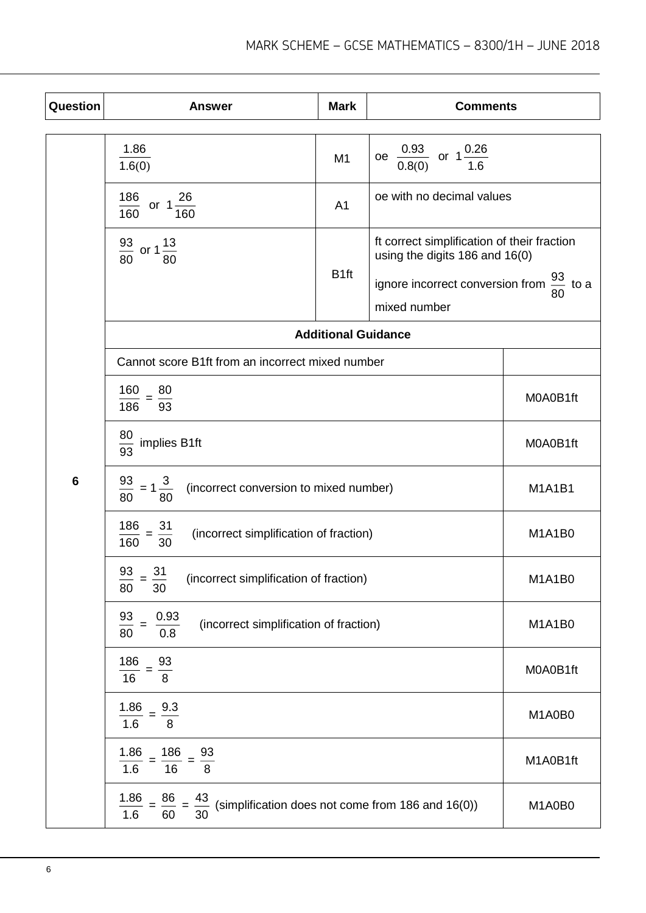| Question | Answer | Mark | Comments |
| --- | --- | --- | --- |
| 6 | $\frac{1.86}{1.6(0)}$ | M1 | oe $\frac{0.93}{0.8(0)}$ or $1\frac{0.26}{1.6}$ |
| | $\frac{186}{160}$ or $1\frac{26}{160}$ | A1 | oe with no decimal values |
| | $\frac{93}{80}$ or $1\frac{13}{80}$ | B1ft | ft correct simplification of their fraction using the digits 186 and 16(0)<br>ignore incorrect conversion from $\frac{93}{80}$ to a mixed number |
| | **Additional Guidance** | | |
| | Cannot score B1ft from an incorrect mixed number | | |
| | $\frac{160}{186} = \frac{80}{93}$ | | M0A0B1ft |
| | $\frac{80}{93}$ implies B1ft | | M0A0B1ft |
| | $\frac{93}{80} = 1\frac{3}{80}$ (incorrect conversion to mixed number) | | M1A1B1 |
| | $\frac{186}{160} = \frac{31}{30}$ (incorrect simplification of fraction) | | M1A1B0 |
| | $\frac{93}{80} = \frac{31}{30}$ (incorrect simplification of fraction) | | M1A1B0 |
| | $\frac{93}{80} = \frac{0.93}{0.8}$ (incorrect simplification of fraction) | | M1A1B0 |
| | $\frac{186}{16} = \frac{93}{8}$ | | M0A0B1ft |
| | $\frac{1.86}{1.6} = \frac{9.3}{8}$ | | M1A0B0 |
| | $\frac{1.86}{1.6} = \frac{186}{16} = \frac{93}{8}$ | | M1A0B1ft |
| | $\frac{1.86}{1.6} = \frac{86}{60} = \frac{43}{30}$ (simplification does not come from 186 and 16(0)) | | M1A0B0 |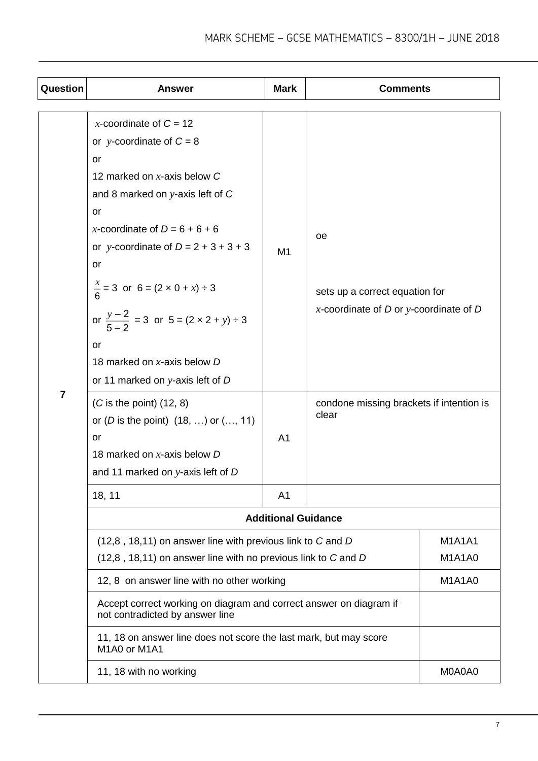| Question | Answer | Mark | Comments |
|---|---|---|---|
| 7 | $x$-coordinate of $C$ = 12<br>or $y$-coordinate of $C$ = 8<br>or<br>12 marked on $x$-axis below $C$<br>and 8 marked on $y$-axis left of $C$<br>or<br>$x$-coordinate of $D$ = 6 + 6 + 6<br>or $y$-coordinate of $D$ = 2 + 3 + 3 + 3<br>or<br>$\frac{x}{6} = 3$ or $6 = (2 \times 0 + x) \div 3$<br>or $\frac{y-2}{5-2} = 3$ or $5 = (2 \times 2 + y) \div 3$<br>or<br>18 marked on $x$-axis below $D$<br>or 11 marked on $y$-axis left of $D$ | M1 | oe<br><br>sets up a correct equation for $x$-coordinate of $D$ or $y$-coordinate of $D$ |
| | ($C$ is the point) (12, 8)<br>or ($D$ is the point) (18, …) or (…, 11)<br>or<br>18 marked on $x$-axis below $D$<br>and 11 marked on $y$-axis left of $D$ | A1 | condone missing brackets if intention is clear |
| | 18, 11 | A1 | |
| | **Additional Guidance** | | |
| | (12,8 , 18,11) on answer line with previous link to $C$ and $D$ | | M1A1A1 |
| | (12,8 , 18,11) on answer line with no previous link to $C$ and $D$ | | M1A1A0 |
| | 12, 8 on answer line with no other working | | M1A1A0 |
| | Accept correct working on diagram and correct answer on diagram if not contradicted by answer line | | |
| | 11, 18 on answer line does not score the last mark, but may score M1A0 or M1A1 | | |
| | 11, 18 with no working | | M0A0A0 |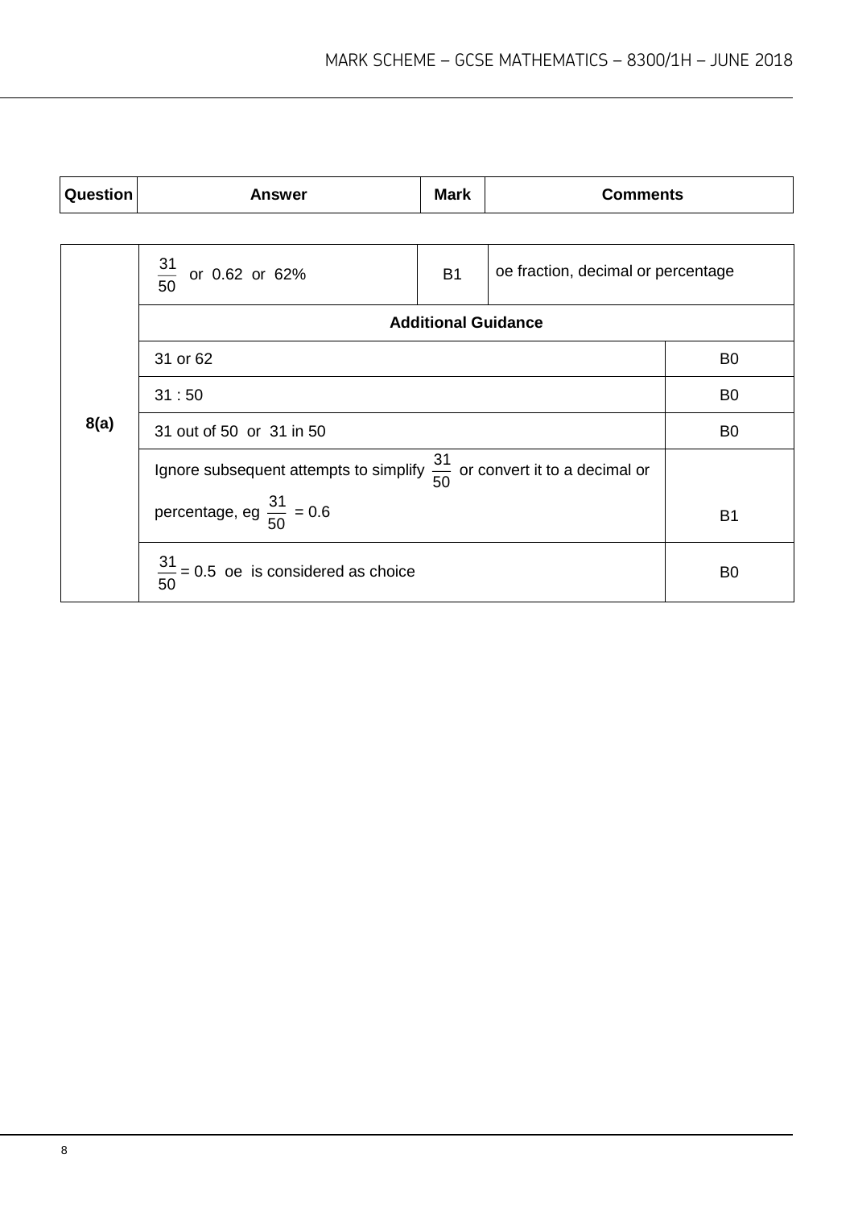| Question | Answer | Mark | Comments |
|---|---|---|---|
| 8(a) | $\frac{31}{50}$ or 0.62 or 62% | B1 | oe fraction, decimal or percentage |
| | **Additional Guidance** | | |
| | 31 or 62 | | B0 |
| | 31 : 50 | | B0 |
| | 31 out of 50 or 31 in 50 | | B0 |
| | Ignore subsequent attempts to simplify $\frac{31}{50}$ or convert it to a decimal or percentage, eg $\frac{31}{50}$ = 0.6 | | B1 |
| | $\frac{31}{50}$ = 0.5 oe is considered as choice | | B0 |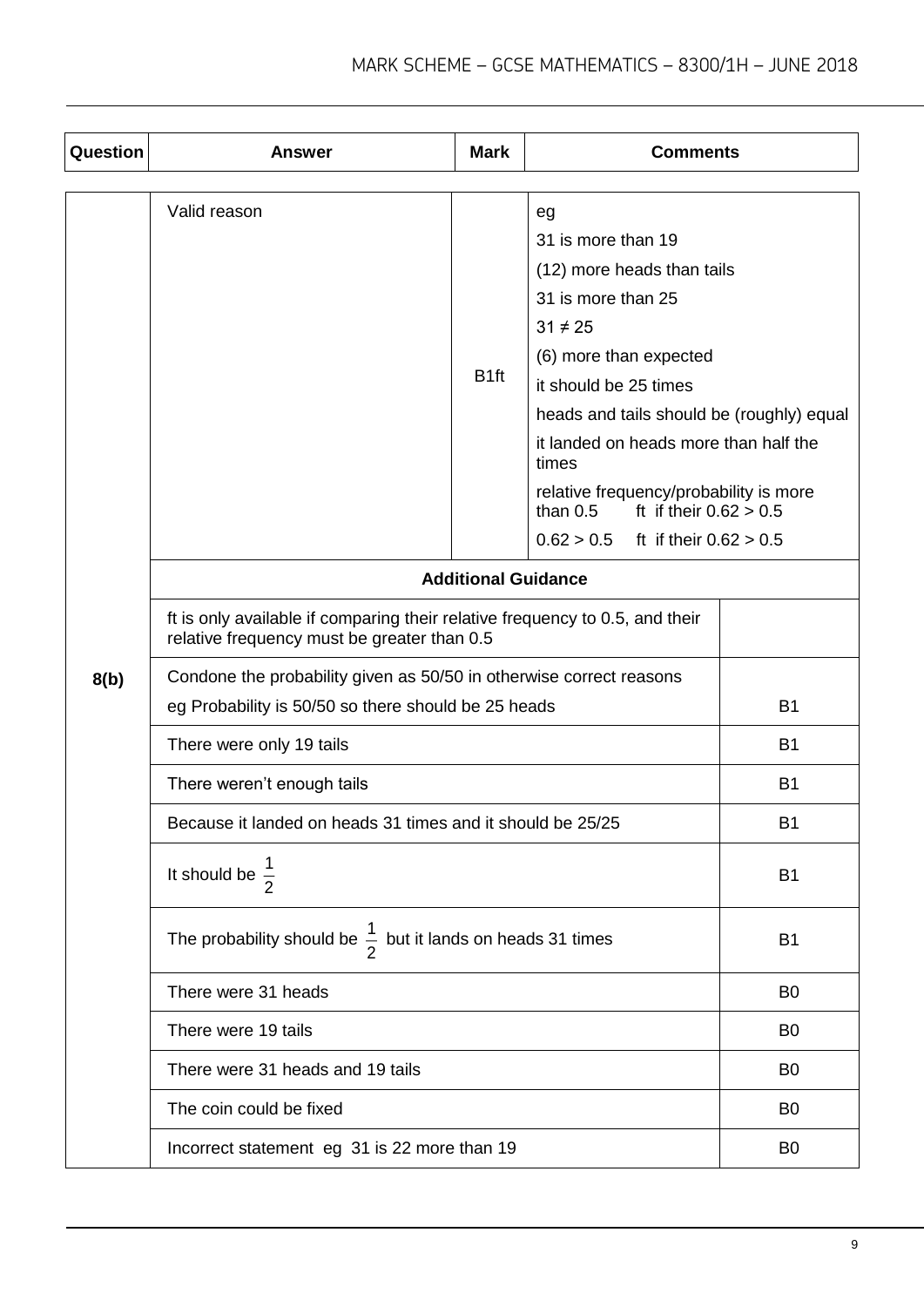| Question | Answer | Mark | Comments |
|---|---|---|---|
| 8(b) | Valid reason | B1ft | eg<br>31 is more than 19<br>(12) more heads than tails<br>31 is more than 25<br>$31 \neq 25$<br>(6) more than expected<br>it should be 25 times<br>heads and tails should be (roughly) equal<br>it landed on heads more than half the times<br>relative frequency/probability is more than 0.5 ft if their $0.62 > 0.5$<br>$0.62 > 0.5$ ft if their $0.62 > 0.5$ |

**Additional Guidance**

| Guidance | Mark |
|---|---|
| ft is only available if comparing their relative frequency to 0.5, and their relative frequency must be greater than 0.5 | |
| Condone the probability given as 50/50 in otherwise correct reasons<br>eg Probability is 50/50 so there should be 25 heads | B1 |
| There were only 19 tails | B1 |
| There weren't enough tails | B1 |
| Because it landed on heads 31 times and it should be 25/25 | B1 |
| It should be $\frac{1}{2}$ | B1 |
| The probability should be $\frac{1}{2}$ but it lands on heads 31 times | B1 |
| There were 31 heads | B0 |
| There were 19 tails | B0 |
| There were 31 heads and 19 tails | B0 |
| The coin could be fixed | B0 |
| Incorrect statement eg 31 is 22 more than 19 | B0 |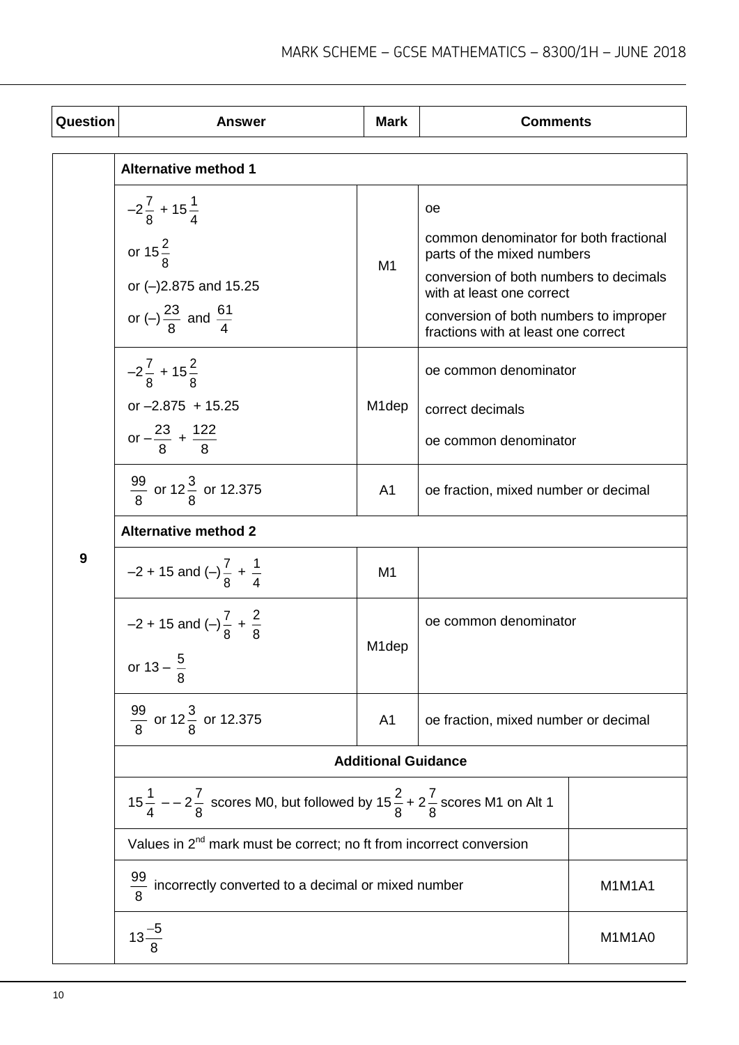| Question | Answer | Mark | Comments |
|---|---|---|---|
| 9 | **Alternative method 1** | | |
| | $-2\frac{7}{8} + 15\frac{1}{4}$ <br> or $15\frac{2}{8}$ <br> or (–)2.875 and 15.25 <br> or $(-)\frac{23}{8}$ and $\frac{61}{4}$ | M1 | oe <br> common denominator for both fractional parts of the mixed numbers <br> conversion of both numbers to decimals with at least one correct <br> conversion of both numbers to improper fractions with at least one correct |
| | $-2\frac{7}{8} + 15\frac{2}{8}$ <br> or $-2.875 + 15.25$ <br> or $-\frac{23}{8} + \frac{122}{8}$ | M1dep | oe common denominator <br> correct decimals <br> oe common denominator |
| | $\frac{99}{8}$ or $12\frac{3}{8}$ or 12.375 | A1 | oe fraction, mixed number or decimal |
| | **Alternative method 2** | | |
| | $-2 + 15$ and $(-)\frac{7}{8} + \frac{1}{4}$ | M1 | |
| | $-2 + 15$ and $(-)\frac{7}{8} + \frac{2}{8}$ <br> or $13 - \frac{5}{8}$ | M1dep | oe common denominator |
| | $\frac{99}{8}$ or $12\frac{3}{8}$ or 12.375 | A1 | oe fraction, mixed number or decimal |
| | **Additional Guidance** | | |
| | $15\frac{1}{4} - -2\frac{7}{8}$ scores M0, but followed by $15\frac{2}{8} + 2\frac{7}{8}$ scores M1 on Alt 1 | | |
| | Values in 2nd mark must be correct; no ft from incorrect conversion | | |
| | $\frac{99}{8}$ incorrectly converted to a decimal or mixed number | | M1M1A1 |
| | $13\frac{-5}{8}$ | | M1M1A0 |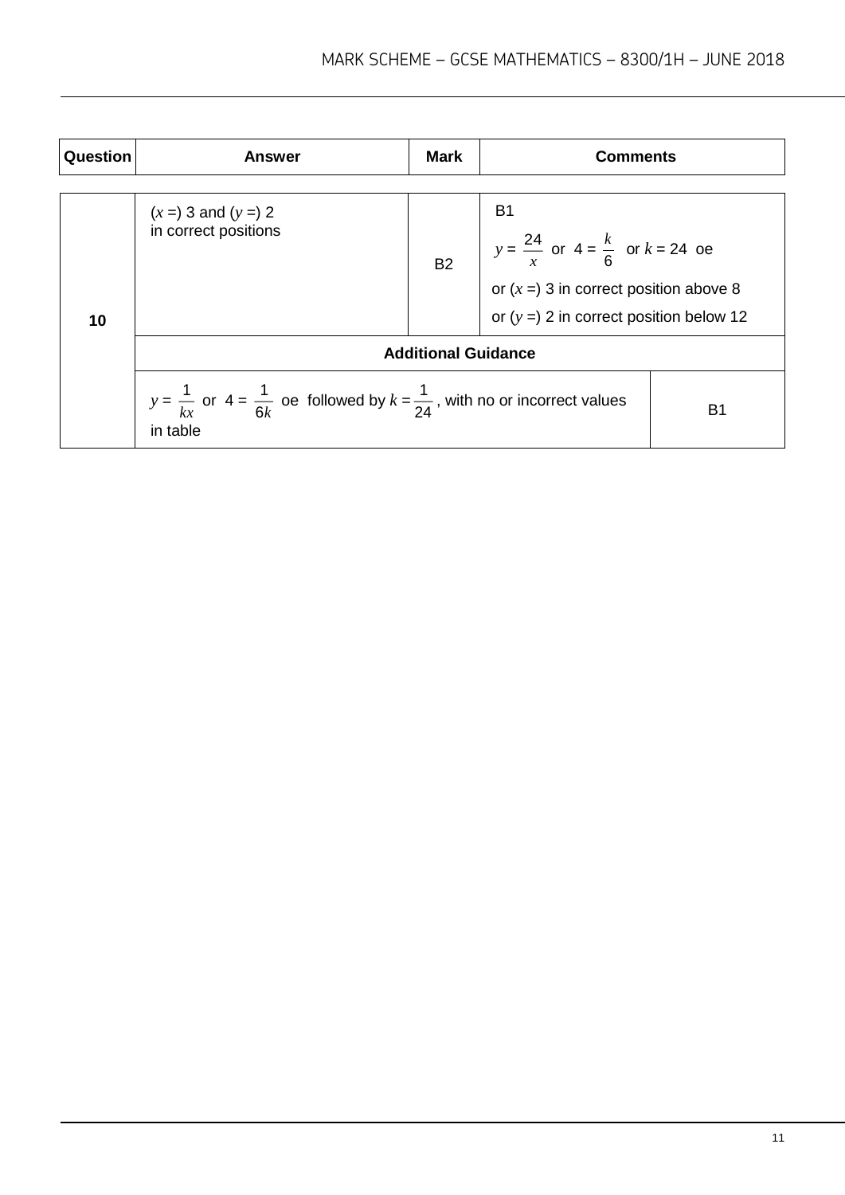| Question | Answer | Mark | Comments |
|---|---|---|---|
| 10 | ($x$ =) 3 and ($y$ =) 2<br>in correct positions | B2 | B1<br>$y = \frac{24}{x}$ or $4 = \frac{k}{6}$ or $k = 24$ oe<br>or ($x$ =) 3 in correct position above 8<br>or ($y$ =) 2 in correct position below 12 |
| | **Additional Guidance** | | |
| | $y = \frac{1}{kx}$ or $4 = \frac{1}{6k}$ oe followed by $k = \frac{1}{24}$, with no or incorrect values in table | | B1 |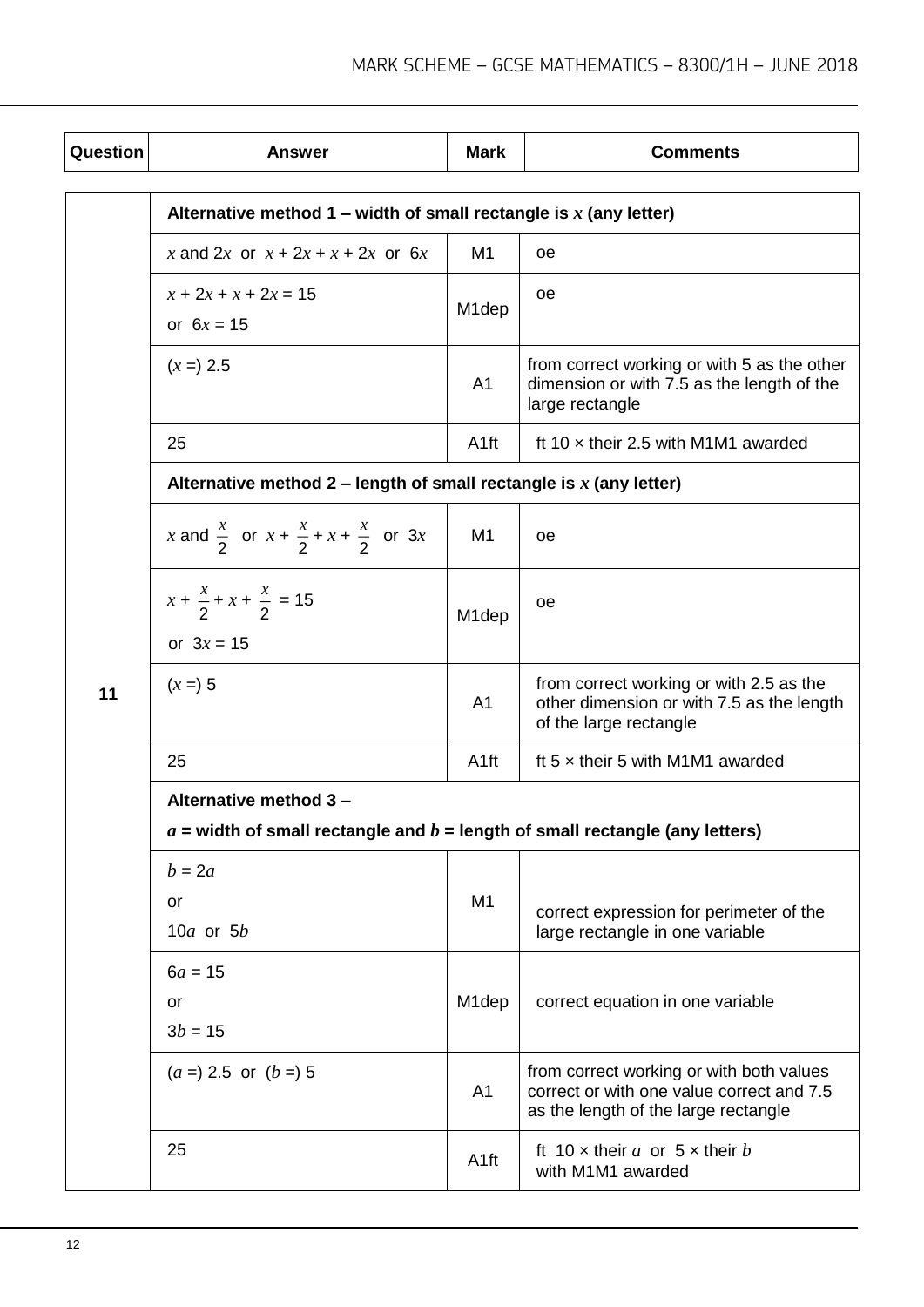| Question | Answer | Mark | Comments |
|---|---|---|---|
| 11 | **Alternative method 1 – width of small rectangle is $x$ (any letter)** | | |
| | $x$ and $2x$ or $x + 2x + x + 2x$ or $6x$ | M1 | oe |
| | $x + 2x + x + 2x = 15$<br>or $6x = 15$ | M1dep | oe |
| | $(x =)$ 2.5 | A1 | from correct working or with 5 as the other dimension or with 7.5 as the length of the large rectangle |
| | 25 | A1ft | ft 10 × their 2.5 with M1M1 awarded |
| | **Alternative method 2 – length of small rectangle is $x$ (any letter)** | | |
| | $x$ and $\frac{x}{2}$ or $x + \frac{x}{2} + x + \frac{x}{2}$ or $3x$ | M1 | oe |
| | $x + \frac{x}{2} + x + \frac{x}{2} = 15$<br>or $3x = 15$ | M1dep | oe |
| | $(x =)$ 5 | A1 | from correct working or with 2.5 as the other dimension or with 7.5 as the length of the large rectangle |
| | 25 | A1ft | ft 5 × their 5 with M1M1 awarded |
| | **Alternative method 3 –**<br>**$a$ = width of small rectangle and $b$ = length of small rectangle (any letters)** | | |
| | $b = 2a$<br>or<br>$10a$ or $5b$ | M1 | correct expression for perimeter of the large rectangle in one variable |
| | $6a = 15$<br>or<br>$3b = 15$ | M1dep | correct equation in one variable |
| | $(a =)$ 2.5 or $(b =)$ 5 | A1 | from correct working or with both values correct or with one value correct and 7.5 as the length of the large rectangle |
| | 25 | A1ft | ft 10 × their $a$ or 5 × their $b$ with M1M1 awarded |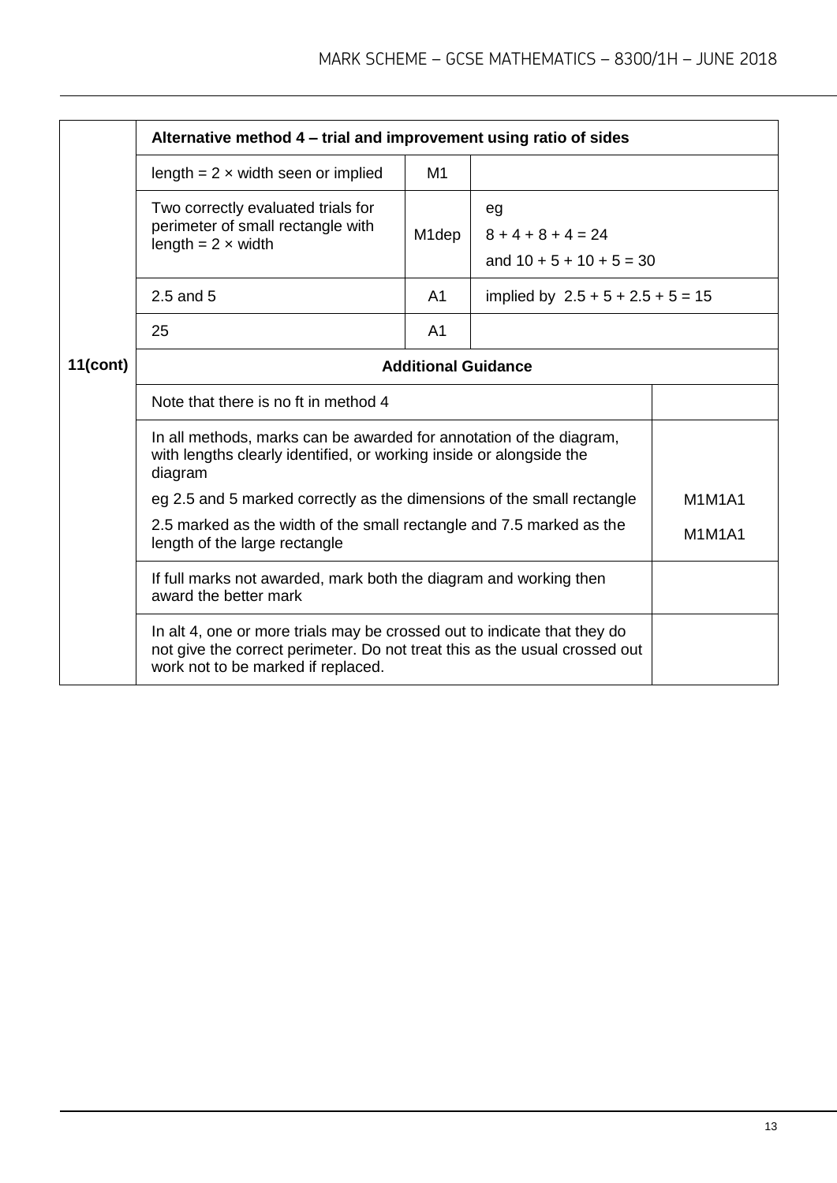| Question | Answer | Mark | Comments |
|---|---|---|---|
| 11(cont) | **Alternative method 4 – trial and improvement using ratio of sides** | | |
| | length = 2 × width seen or implied | M1 | |
| | Two correctly evaluated trials for perimeter of small rectangle with length = 2 × width | M1dep | eg<br>8 + 4 + 8 + 4 = 24<br>and 10 + 5 + 10 + 5 = 30 |
| | 2.5 and 5 | A1 | implied by 2.5 + 5 + 2.5 + 5 = 15 |
| | 25 | A1 | |
| | **Additional Guidance** | | |
| | Note that there is no ft in method 4 | | |
| | In all methods, marks can be awarded for annotation of the diagram, with lengths clearly identified, or working inside or alongside the diagram<br>eg 2.5 and 5 marked correctly as the dimensions of the small rectangle<br>2.5 marked as the width of the small rectangle and 7.5 marked as the length of the large rectangle | | <br><br>M1M1A1<br>M1M1A1 |
| | If full marks not awarded, mark both the diagram and working then award the better mark | | |
| | In alt 4, one or more trials may be crossed out to indicate that they do not give the correct perimeter. Do not treat this as the usual crossed out work not to be marked if replaced. | | |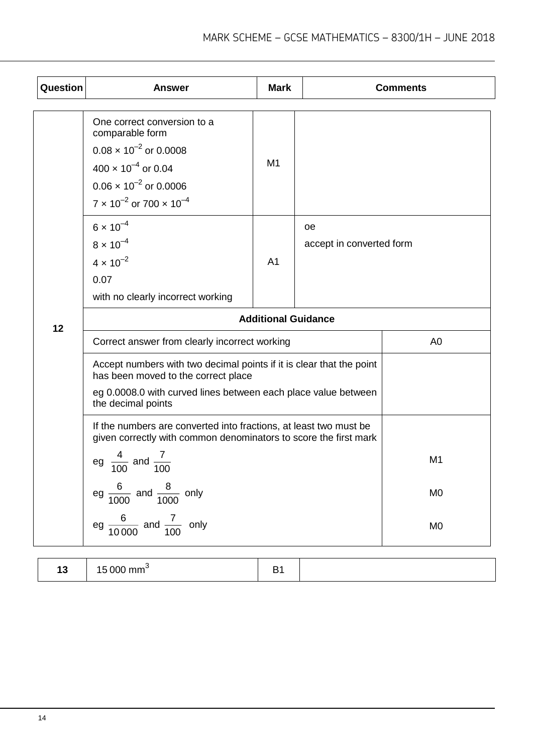| Question | Answer | Mark | Comments | |
|---|---|---|---|---|
| 12 | One correct conversion to a comparable form<br>$0.08 \times 10^{-2}$ or 0.0008<br>$400 \times 10^{-4}$ or 0.04<br>$0.06 \times 10^{-2}$ or 0.0006<br>$7 \times 10^{-2}$ or $700 \times 10^{-4}$ | M1 | | |
| | $6 \times 10^{-4}$<br>$8 \times 10^{-4}$<br>$4 \times 10^{-2}$<br>0.07<br>with no clearly incorrect working | A1 | oe<br>accept in converted form | |
| | **Additional Guidance** | | | |
| | Correct answer from clearly incorrect working | | | A0 |
| | Accept numbers with two decimal points if it is clear that the point has been moved to the correct place<br>eg 0.0008.0 with curved lines between each place value between the decimal points | | | |
| | If the numbers are converted into fractions, at least two must be given correctly with common denominators to score the first mark | | | |
| | eg $\frac{4}{100}$ and $\frac{7}{100}$ | | | M1 |
| | eg $\frac{6}{1000}$ and $\frac{8}{1000}$ only | | | M0 |
| | eg $\frac{6}{10\,000}$ and $\frac{7}{100}$ only | | | M0 |

| Question | Answer | Mark | Comments |
|---|---|---|---|
| 13 | 15 000 $mm^3$ | B1 | |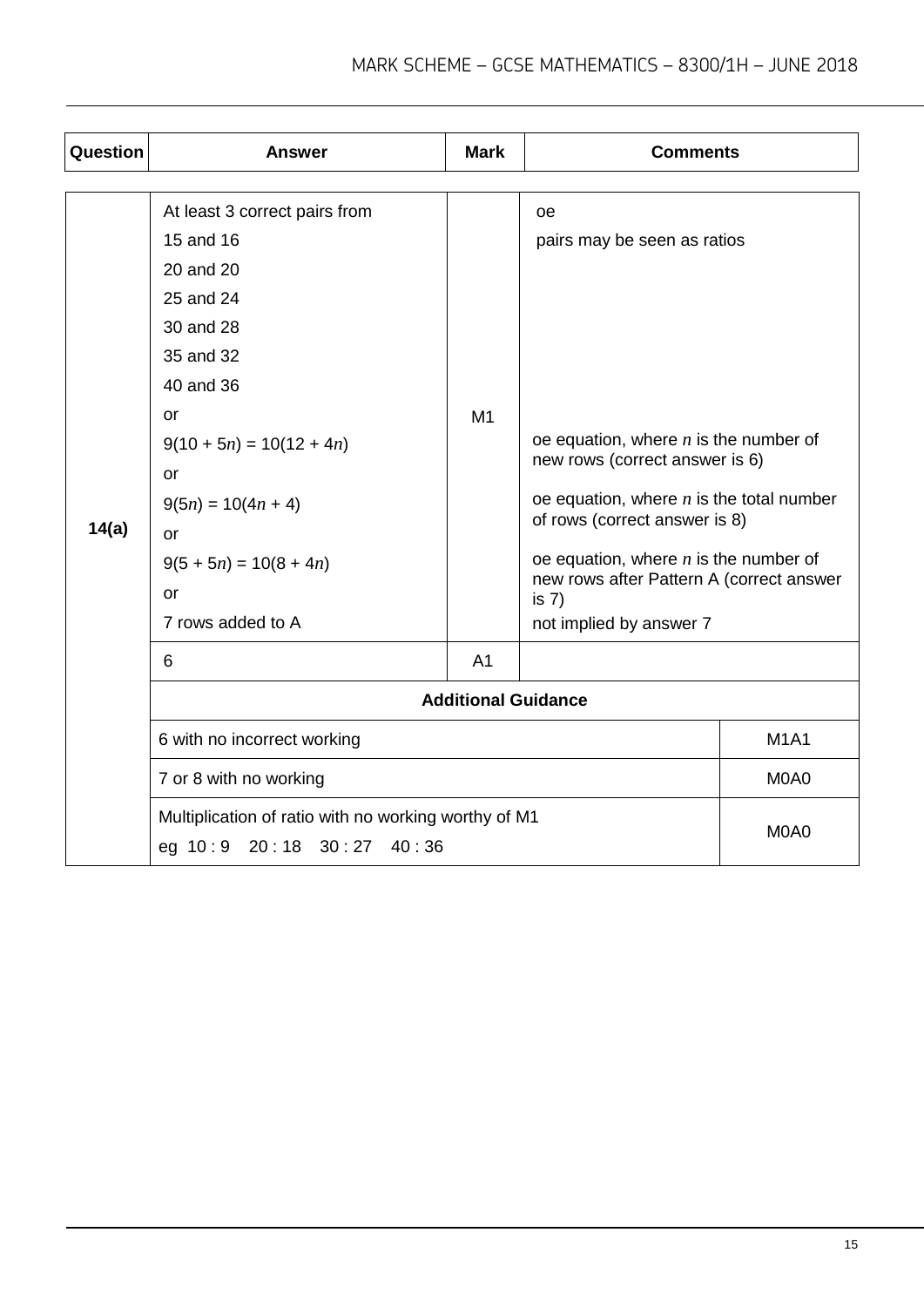| Question | Answer | Mark | Comments |
|---|---|---|---|
| 14(a) | At least 3 correct pairs from<br>15 and 16<br>20 and 20<br>25 and 24<br>30 and 28<br>35 and 32<br>40 and 36<br>or<br>$9(10 + 5n) = 10(12 + 4n)$<br>or<br>$9(5n) = 10(4n + 4)$<br>or<br>$9(5 + 5n) = 10(8 + 4n)$<br>or<br>7 rows added to A | M1 | oe<br>pairs may be seen as ratios<br><br>oe equation, where $n$ is the number of new rows (correct answer is 6)<br><br>oe equation, where $n$ is the total number of rows (correct answer is 8)<br><br>oe equation, where $n$ is the number of new rows after Pattern A (correct answer is 7)<br>not implied by answer 7 |
| | 6 | A1 | |

**Additional Guidance**

| | |
|---|---|
| 6 with no incorrect working | M1A1 |
| 7 or 8 with no working | M0A0 |
| Multiplication of ratio with no working worthy of M1<br>eg 10 : 9 20 : 18 30 : 27 40 : 36 | M0A0 |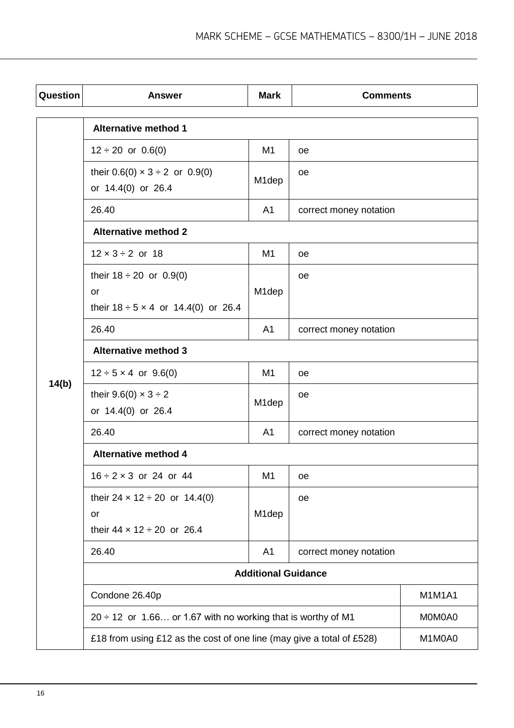| Question | Answer | Mark | Comments | |
|---|---|---|---|---|
| 14(b) | **Alternative method 1** | | | |
| | $12 \div 20$ or 0.6(0) | M1 | oe | |
| | their $0.6(0) \times 3 \div 2$ or 0.9(0) or 14.4(0) or 26.4 | M1dep | oe | |
| | 26.40 | A1 | correct money notation | |
| | **Alternative method 2** | | | |
| | $12 \times 3 \div 2$ or 18 | M1 | oe | |
| | their $18 \div 20$ or 0.9(0) or their $18 \div 5 \times 4$ or 14.4(0) or 26.4 | M1dep | oe | |
| | 26.40 | A1 | correct money notation | |
| | **Alternative method 3** | | | |
| | $12 \div 5 \times 4$ or 9.6(0) | M1 | oe | |
| | their $9.6(0) \times 3 \div 2$ or 14.4(0) or 26.4 | M1dep | oe | |
| | 26.40 | A1 | correct money notation | |
| | **Alternative method 4** | | | |
| | $16 \div 2 \times 3$ or 24 or 44 | M1 | oe | |
| | their $24 \times 12 \div 20$ or 14.4(0) or their $44 \times 12 \div 20$ or 26.4 | M1dep | oe | |
| | 26.40 | A1 | correct money notation | |
| | **Additional Guidance** | | | |
| | Condone 26.40p | | | M1M1A1 |
| | $20 \div 12$ or 1.66… or 1.67 with no working that is worthy of M1 | | | M0M0A0 |
| | £18 from using £12 as the cost of one line (may give a total of £528) | | | M1M0A0 |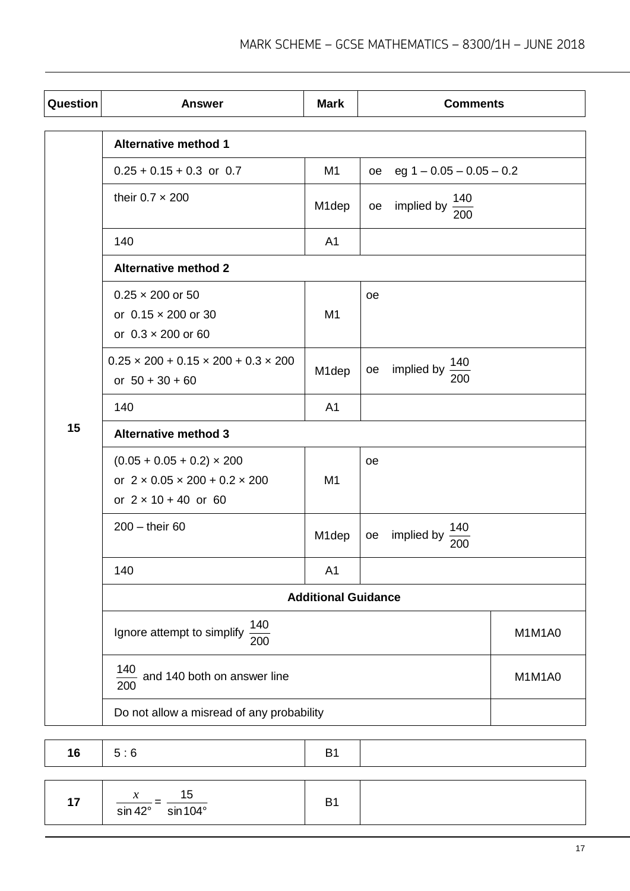| Question | Answer | Mark | Comments |
|---|---|---|---|
| 15 | **Alternative method 1** | | |
| | 0.25 + 0.15 + 0.3 or 0.7 | M1 | oe eg 1 – 0.05 – 0.05 – 0.2 |
| | their 0.7 × 200 | M1dep | oe implied by $\frac{140}{200}$ |
| | 140 | A1 | |
| | **Alternative method 2** | | |
| | 0.25 × 200 or 50<br>or 0.15 × 200 or 30<br>or 0.3 × 200 or 60 | M1 | oe |
| | 0.25 × 200 + 0.15 × 200 + 0.3 × 200<br>or 50 + 30 + 60 | M1dep | oe implied by $\frac{140}{200}$ |
| | 140 | A1 | |
| | **Alternative method 3** | | |
| | (0.05 + 0.05 + 0.2) × 200<br>or 2 × 0.05 × 200 + 0.2 × 200<br>or 2 × 10 + 40 or 60 | M1 | oe |
| | 200 – their 60 | M1dep | oe implied by $\frac{140}{200}$ |
| | 140 | A1 | |
| | **Additional Guidance** | | |
| | Ignore attempt to simplify $\frac{140}{200}$ | | M1M1A0 |
| | $\frac{140}{200}$ and 140 both on answer line | | M1M1A0 |
| | Do not allow a misread of any probability | | |

| Question | Answer | Mark | Comments |
|---|---|---|---|
| 16 | 5 : 6 | B1 | |

| Question | Answer | Mark | Comments |
|---|---|---|---|
| 17 | $\frac{x}{\sin 42°} = \frac{15}{\sin 104°}$ | B1 | |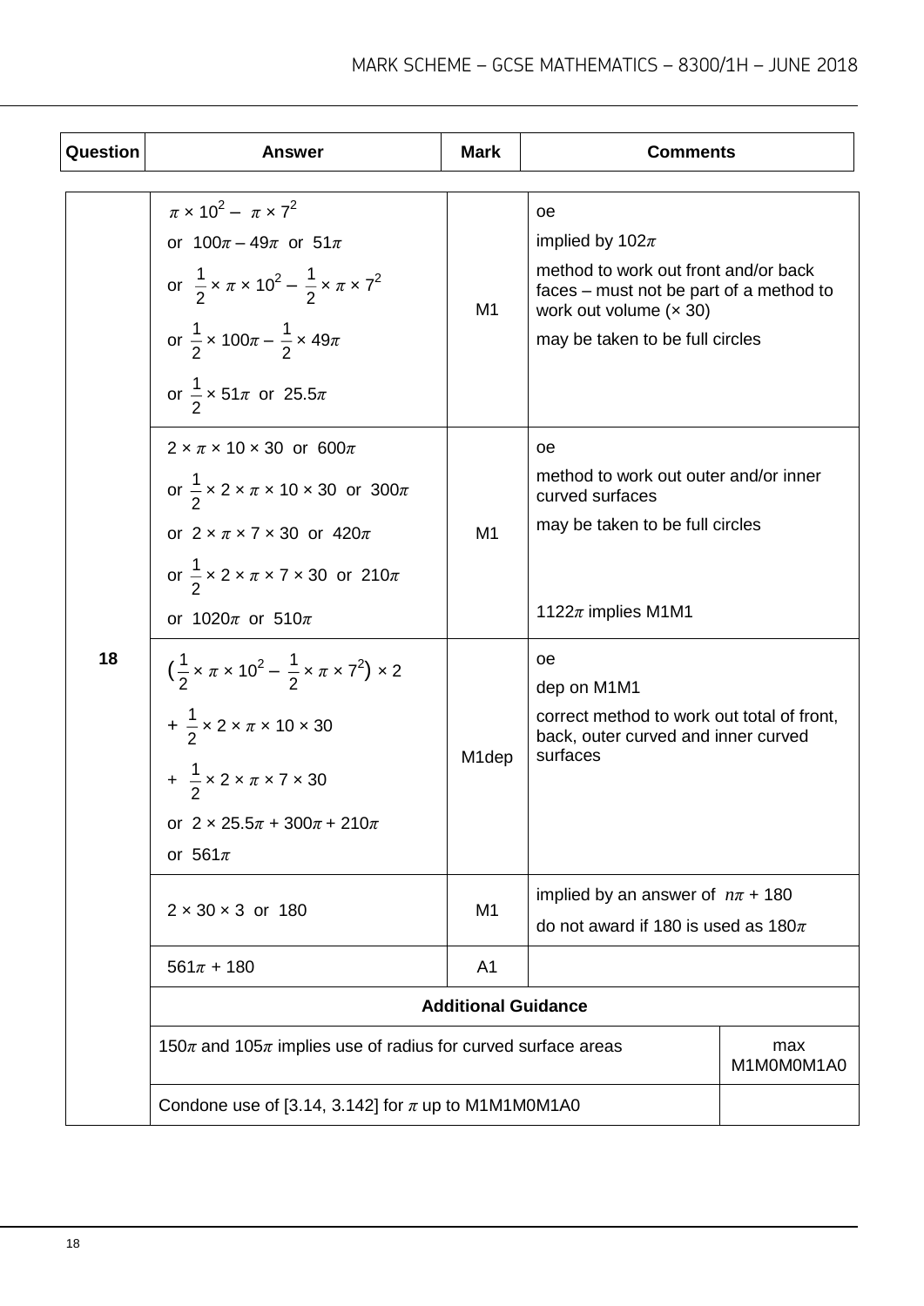| Question | Answer | Mark | Comments |
|---|---|---|---|
| 18 | $\pi \times 10^2 - \pi \times 7^2$<br>or $100\pi - 49\pi$ or $51\pi$<br>or $\frac{1}{2} \times \pi \times 10^2 - \frac{1}{2} \times \pi \times 7^2$<br>or $\frac{1}{2} \times 100\pi - \frac{1}{2} \times 49\pi$<br>or $\frac{1}{2} \times 51\pi$ or $25.5\pi$ | M1 | oe<br>implied by $102\pi$<br>method to work out front and/or back faces – must not be part of a method to work out volume ($\times$ 30)<br>may be taken to be full circles |
| | $2 \times \pi \times 10 \times 30$ or $600\pi$<br>or $\frac{1}{2} \times 2 \times \pi \times 10 \times 30$ or $300\pi$<br>or $2 \times \pi \times 7 \times 30$ or $420\pi$<br>or $\frac{1}{2} \times 2 \times \pi \times 7 \times 30$ or $210\pi$<br>or $1020\pi$ or $510\pi$ | M1 | oe<br>method to work out outer and/or inner curved surfaces<br>may be taken to be full circles<br><br>$1122\pi$ implies M1M1 |
| | $\left(\frac{1}{2} \times \pi \times 10^2 - \frac{1}{2} \times \pi \times 7^2\right) \times 2$<br>$+ \frac{1}{2} \times 2 \times \pi \times 10 \times 30$<br>$+ \frac{1}{2} \times 2 \times \pi \times 7 \times 30$<br>or $2 \times 25.5\pi + 300\pi + 210\pi$<br>or $561\pi$ | M1dep | oe<br>dep on M1M1<br>correct method to work out total of front, back, outer curved and inner curved surfaces |
| | $2 \times 30 \times 3$ or $180$ | M1 | implied by an answer of $n\pi + 180$<br>do not award if 180 is used as $180\pi$ |
| | $561\pi + 180$ | A1 | |
| | **Additional Guidance** | | |
| | $150\pi$ and $105\pi$ implies use of radius for curved surface areas | | max M1M0M0M1A0 |
| | Condone use of [3.14, 3.142] for $\pi$ up to M1M1M0M1A0 | | |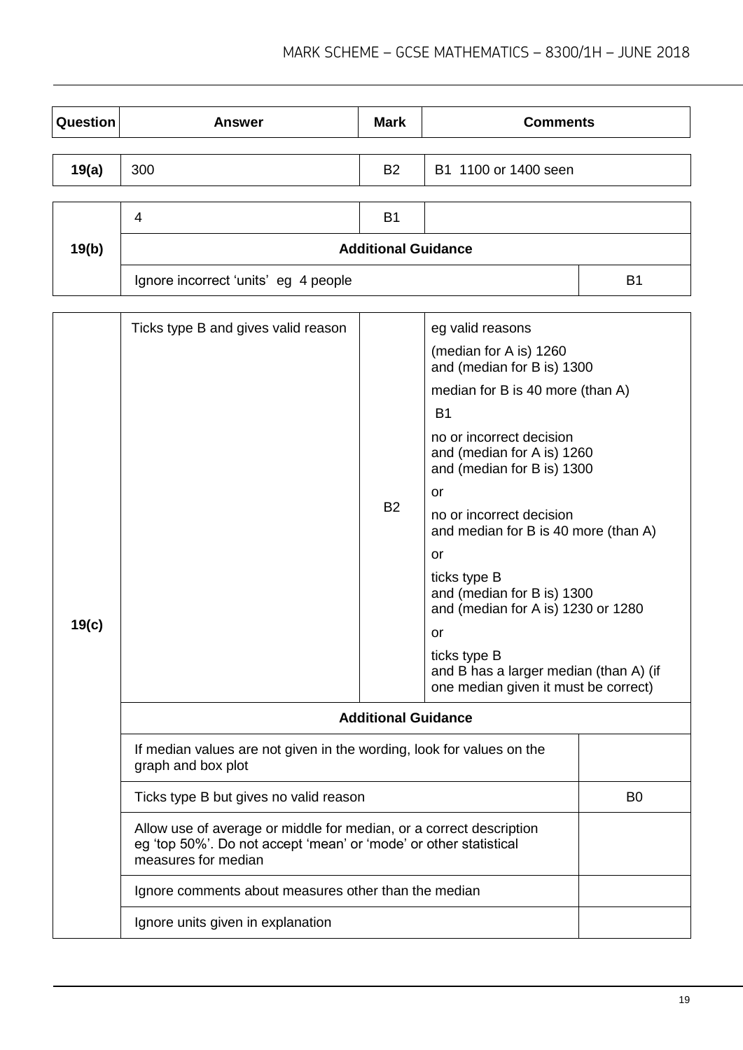| Question | Answer | Mark | Comments |
|---|---|---|---|
| 19(a) | 300 | B2 | B1 1100 or 1400 seen |

| Question | Answer | Mark | Comments |
|---|---|---|---|
| 19(b) | 4 | B1 | |
| | **Additional Guidance** | | |
| | Ignore incorrect 'units' eg 4 people | | B1 |

| Question | Answer | Mark | Comments |
|---|---|---|---|
| 19(c) | Ticks type B and gives valid reason | B2 | eg valid reasons<br>(median for A is) 1260<br>and (median for B is) 1300<br>median for B is 40 more (than A)<br>B1<br>no or incorrect decision<br>and (median for A is) 1260<br>and (median for B is) 1300<br>or<br>no or incorrect decision<br>and median for B is 40 more (than A)<br>or<br>ticks type B<br>and (median for B is) 1300<br>and (median for A is) 1230 or 1280<br>or<br>ticks type B<br>and B has a larger median (than A) (if one median given it must be correct) |
| | **Additional Guidance** | | |
| | If median values are not given in the wording, look for values on the graph and box plot | | |
| | Ticks type B but gives no valid reason | | B0 |
| | Allow use of average or middle for median, or a correct description eg 'top 50%'. Do not accept 'mean' or 'mode' or other statistical measures for median | | |
| | Ignore comments about measures other than the median | | |
| | Ignore units given in explanation | | |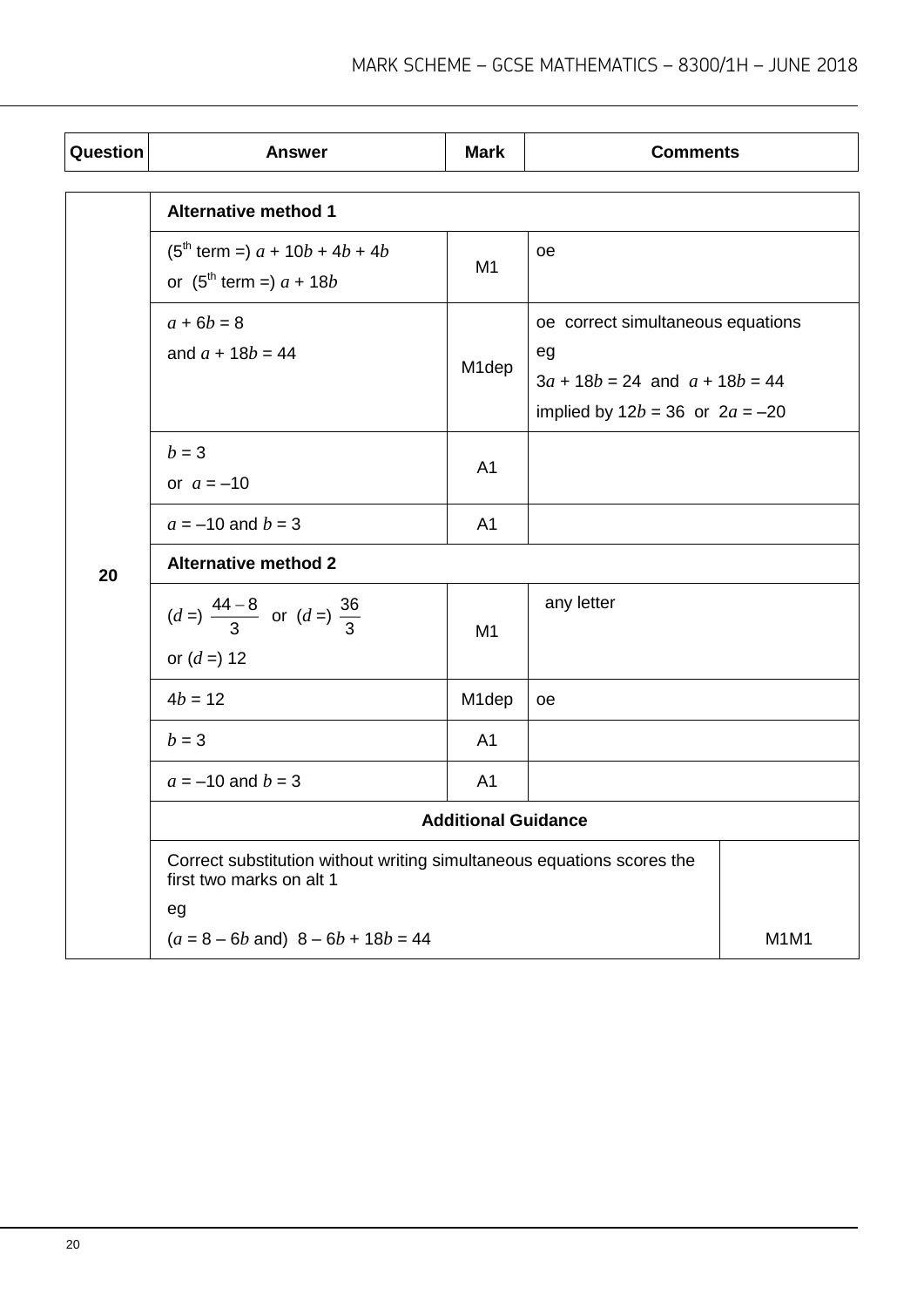| Question | Answer | Mark | Comments |
|---|---|---|---|
| 20 | **Alternative method 1** | | |
| | ($5^{th}$ term =) $a + 10b + 4b + 4b$ <br> or ($5^{th}$ term =) $a + 18b$ | M1 | oe |
| | $a + 6b = 8$ <br> and $a + 18b = 44$ | M1dep | oe correct simultaneous equations <br> eg <br> $3a + 18b = 24$ and $a + 18b = 44$ <br> implied by $12b = 36$ or $2a = –20$ |
| | $b = 3$ <br> or $a = –10$ | A1 | |
| | $a = –10$ and $b = 3$ | A1 | |
| | **Alternative method 2** | | |
| | ($d$ =) $\frac{44 - 8}{3}$ or ($d$ =) $\frac{36}{3}$ <br> or ($d$ =) 12 | M1 | any letter |
| | $4b = 12$ | M1dep | oe |
| | $b = 3$ | A1 | |
| | $a = –10$ and $b = 3$ | A1 | |
| | **Additional Guidance** | | |
| | Correct substitution without writing simultaneous equations scores the first two marks on alt 1 <br> eg <br> ($a = 8 – 6b$ and) $8 – 6b + 18b = 44$ | | M1M1 |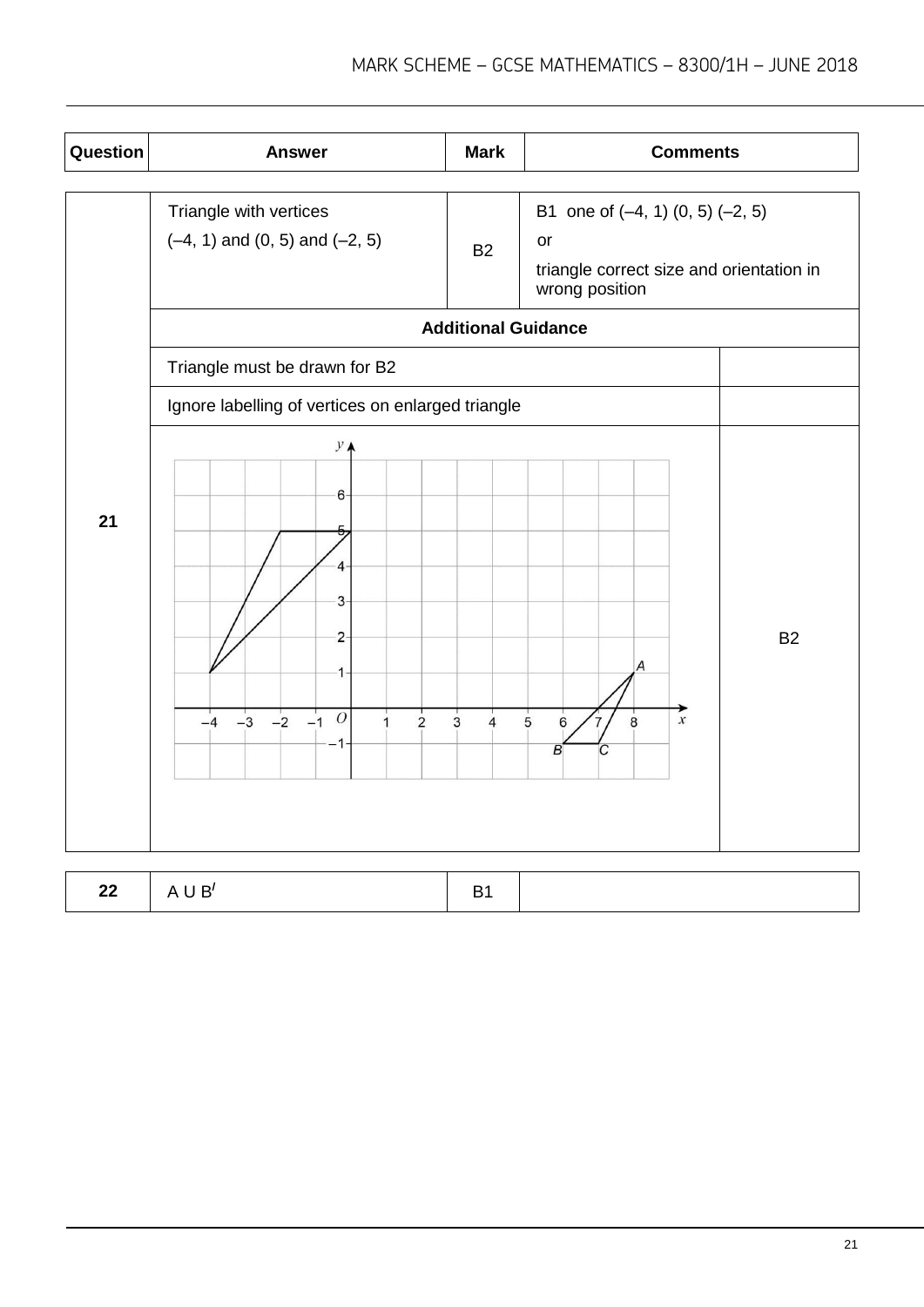| Question | Answer | Mark | Comments |
|---|---|---|---|
| 21 | Triangle with vertices (–4, 1) and (0, 5) and (–2, 5) | B2 | B1 one of (–4, 1) (0, 5) (–2, 5) or triangle correct size and orientation in wrong position |

**Additional Guidance**

| | |
|---|---|
| Triangle must be drawn for B2 | |
| Ignore labelling of vertices on enlarged triangle | |
| [graph] | B2 |

| Question | Answer | Mark | Comments |
|---|---|---|---|
| 22 | A ∪ B$'$ | B1 | |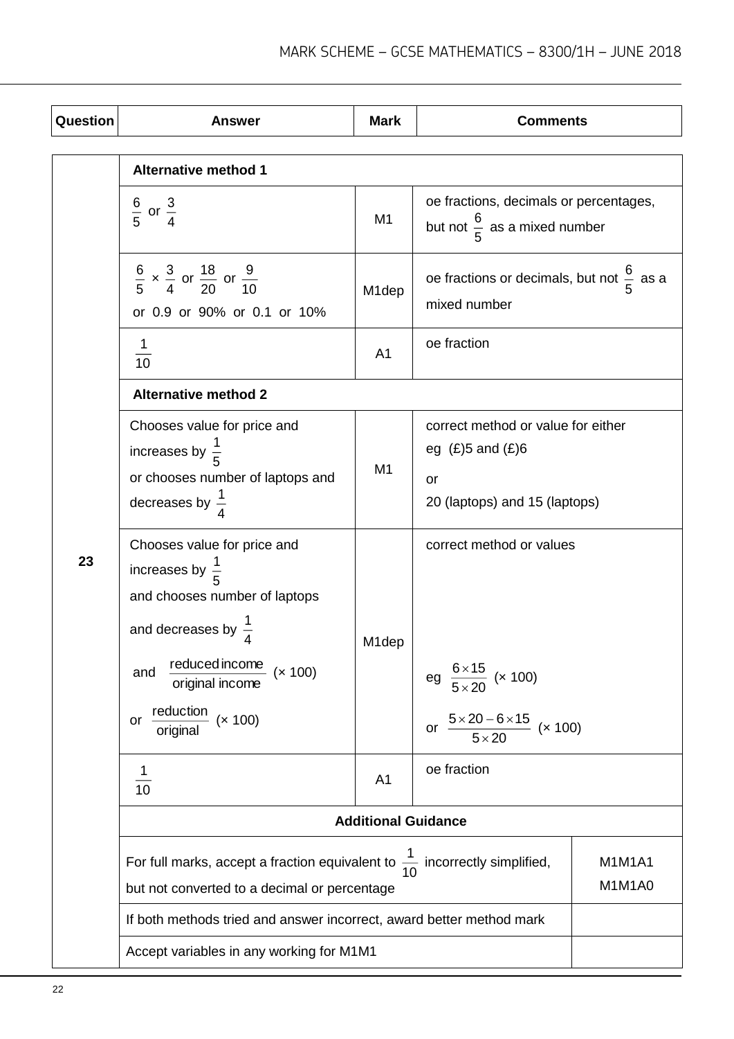| Question | Answer | Mark | Comments |
|---|---|---|---|
| 23 | **Alternative method 1** | | |
| | $\frac{6}{5}$ or $\frac{3}{4}$ | M1 | oe fractions, decimals or percentages, but not $\frac{6}{5}$ as a mixed number |
| | $\frac{6}{5} \times \frac{3}{4}$ or $\frac{18}{20}$ or $\frac{9}{10}$ or 0.9 or 90% or 0.1 or 10% | M1dep | oe fractions or decimals, but not $\frac{6}{5}$ as a mixed number |
| | $\frac{1}{10}$ | A1 | oe fraction |
| | **Alternative method 2** | | |
| | Chooses value for price and increases by $\frac{1}{5}$ or chooses number of laptops and decreases by $\frac{1}{4}$ | M1 | correct method or value for either eg (£)5 and (£)6 or 20 (laptops) and 15 (laptops) |
| | Chooses value for price and increases by $\frac{1}{5}$ and chooses number of laptops and decreases by $\frac{1}{4}$ and $\frac{\text{reduced income}}{\text{original income}}$ (× 100) or $\frac{\text{reduction}}{\text{original}}$ (× 100) | M1dep | correct method or values eg $\frac{6 \times 15}{5 \times 20}$ (× 100) or $\frac{5 \times 20 - 6 \times 15}{5 \times 20}$ (× 100) |
| | $\frac{1}{10}$ | A1 | oe fraction |
| | **Additional Guidance** | | |
| | For full marks, accept a fraction equivalent to $\frac{1}{10}$ incorrectly simplified, but not converted to a decimal or percentage | | M1M1A1 M1M1A0 |
| | If both methods tried and answer incorrect, award better method mark | | |
| | Accept variables in any working for M1M1 | | |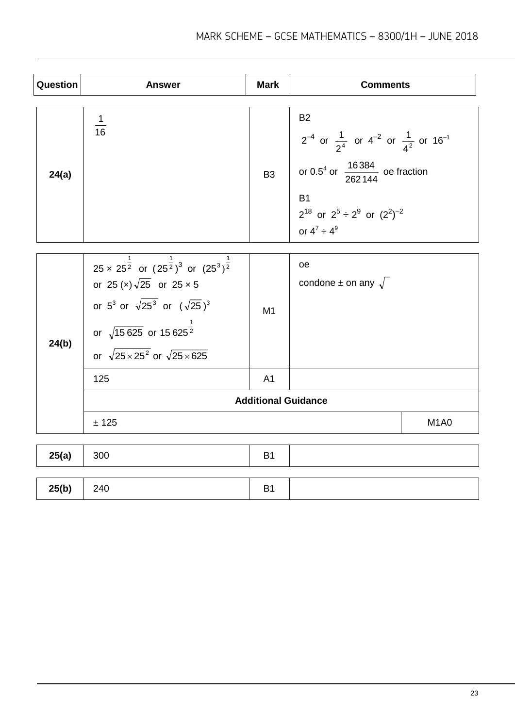| Question | Answer | Mark | Comments |
|---|---|---|---|
| 24(a) | $\frac{1}{16}$ | B3 | B2<br>$2^{-4}$ or $\frac{1}{2^4}$ or $4^{-2}$ or $\frac{1}{4^2}$ or $16^{-1}$<br>or $0.5^4$ or $\frac{16\,384}{262\,144}$ oe fraction<br>B1<br>$2^{18}$ or $2^5 \div 2^9$ or $(2^2)^{-2}$<br>or $4^7 \div 4^9$ |
| 24(b) | $25 \times 25^{\frac{1}{2}}$ or $(25^{\frac{1}{2}})^3$ or $(25^3)^{\frac{1}{2}}$<br>or $25\ (\times)\sqrt{25}$ or $25 \times 5$<br>or $5^3$ or $\sqrt{25^3}$ or $(\sqrt{25})^3$<br>or $\sqrt{15\,625}$ or $15\,625^{\frac{1}{2}}$<br>or $\sqrt{25 \times 25^2}$ or $\sqrt{25 \times 625}$ | M1 | oe<br>condone ± on any $\sqrt{\ }$ |
| | 125 | A1 | |
| | **Additional Guidance** | | |
| | ± 125 | | M1A0 |

| Question | Answer | Mark | Comments |
|---|---|---|---|
| 25(a) | 300 | B1 | |
| 25(b) | 240 | B1 | |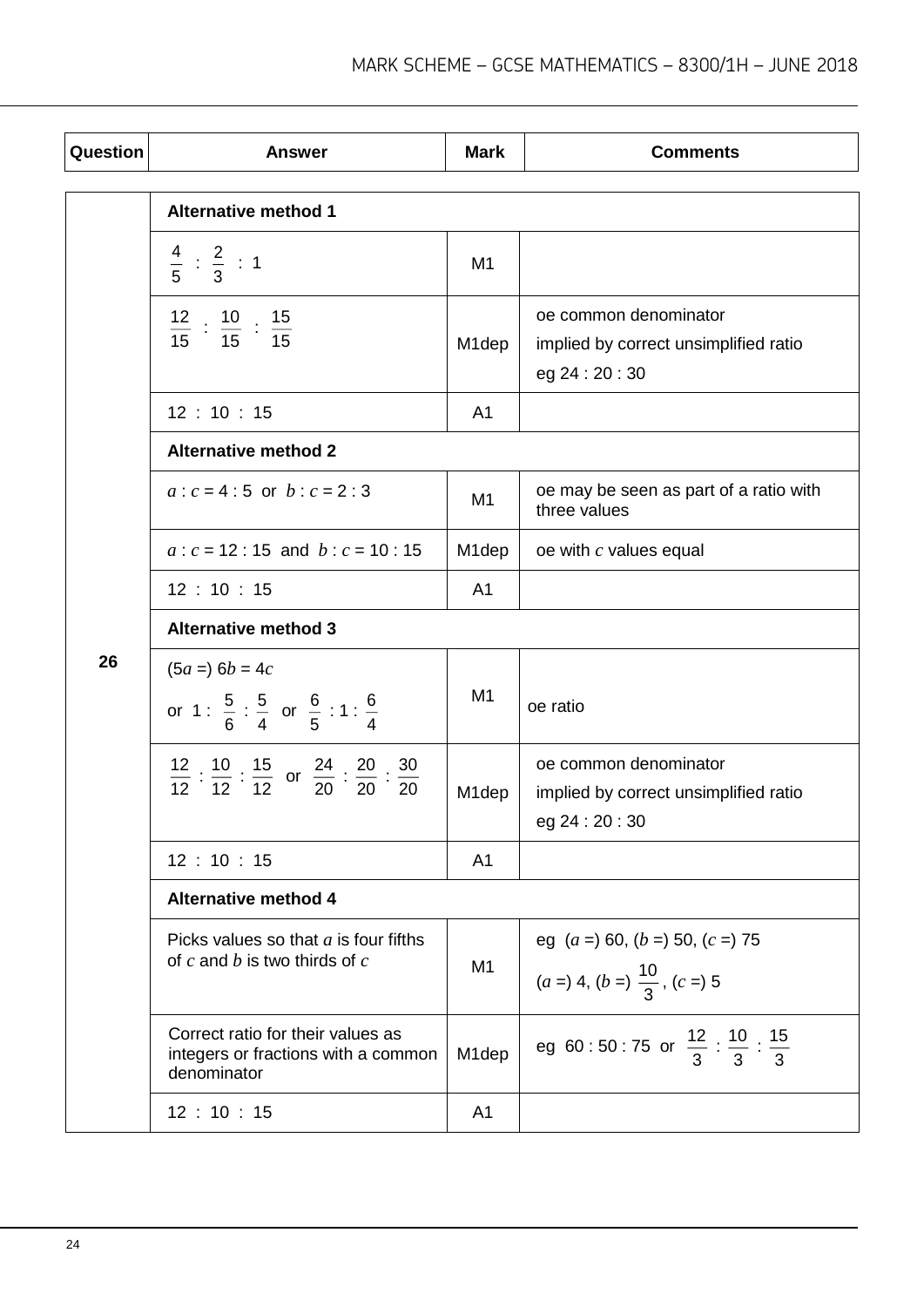| Question | Answer | Mark | Comments |
|---|---|---|---|
| 26 | **Alternative method 1** | | |
| | $\frac{4}{5}$ : $\frac{2}{3}$ : 1 | M1 | |
| | $\frac{12}{15}$ : $\frac{10}{15}$ : $\frac{15}{15}$ | M1dep | oe common denominator<br>implied by correct unsimplified ratio<br>eg 24 : 20 : 30 |
| | 12 : 10 : 15 | A1 | |
| | **Alternative method 2** | | |
| | $a : c = 4 : 5$ or $b : c = 2 : 3$ | M1 | oe may be seen as part of a ratio with three values |
| | $a : c = 12 : 15$ and $b : c = 10 : 15$ | M1dep | oe with $c$ values equal |
| | 12 : 10 : 15 | A1 | |
| | **Alternative method 3** | | |
| | $(5a =)\ 6b = 4c$<br>or $1 : \frac{5}{6} : \frac{5}{4}$ or $\frac{6}{5} : 1 : \frac{6}{4}$ | M1 | oe ratio |
| | $\frac{12}{12} : \frac{10}{12} : \frac{15}{12}$ or $\frac{24}{20} : \frac{20}{20} : \frac{30}{20}$ | M1dep | oe common denominator<br>implied by correct unsimplified ratio<br>eg 24 : 20 : 30 |
| | 12 : 10 : 15 | A1 | |
| | **Alternative method 4** | | |
| | Picks values so that $a$ is four fifths of $c$ and $b$ is two thirds of $c$ | M1 | eg $(a =)$ 60, $(b =)$ 50, $(c =)$ 75<br>$(a =)$ 4, $(b =)$ $\frac{10}{3}$, $(c =)$ 5 |
| | Correct ratio for their values as integers or fractions with a common denominator | M1dep | eg 60 : 50 : 75 or $\frac{12}{3} : \frac{10}{3} : \frac{15}{3}$ |
| | 12 : 10 : 15 | A1 | |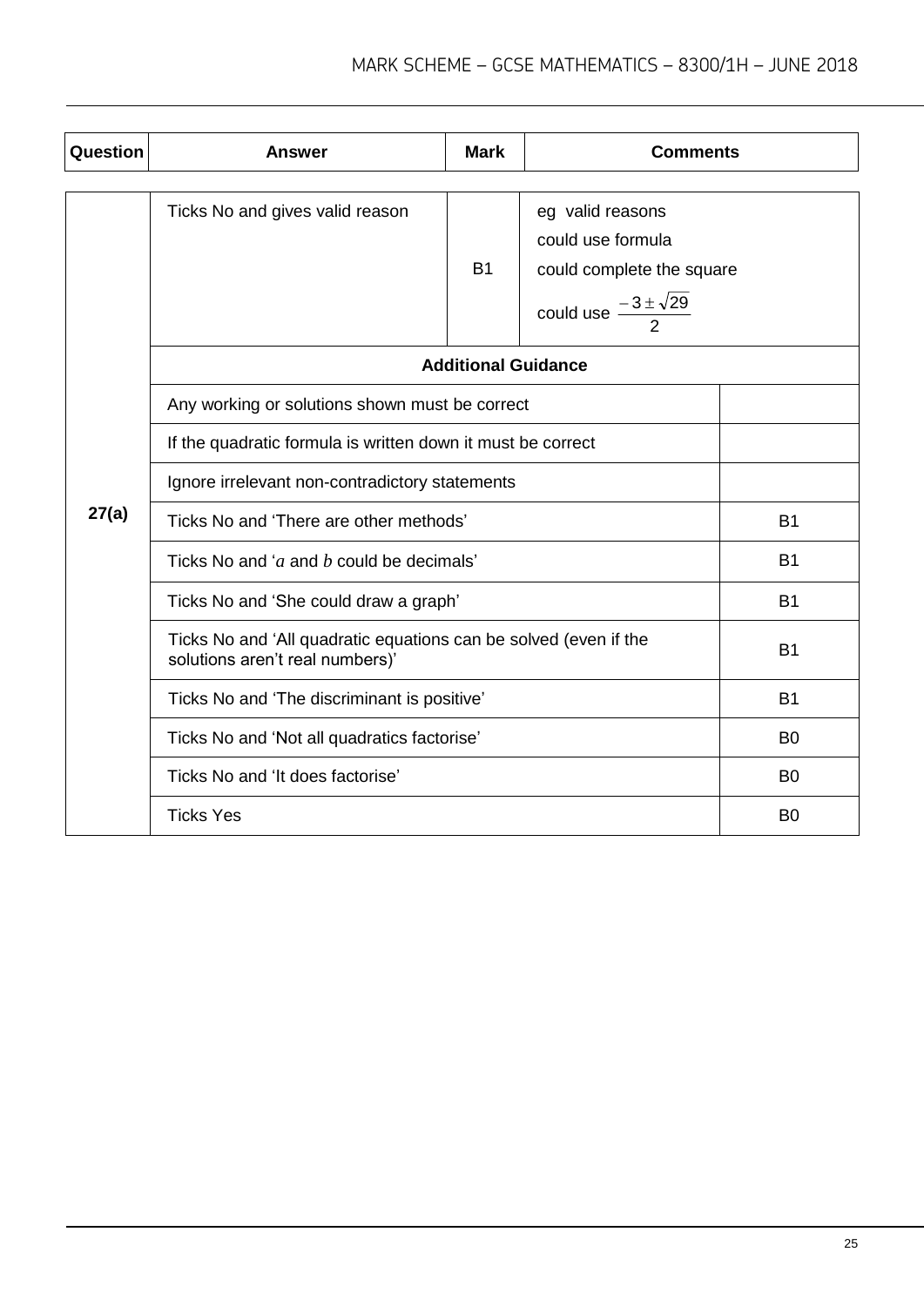| Question | Answer | Mark | Comments |
|---|---|---|---|
| 27(a) | Ticks No and gives valid reason | B1 | eg valid reasons<br>could use formula<br>could complete the square<br>could use $\frac{-3 \pm \sqrt{29}}{2}$ |

| Additional Guidance | |
|---|---|
| Any working or solutions shown must be correct | |
| If the quadratic formula is written down it must be correct | |
| Ignore irrelevant non-contradictory statements | |
| Ticks No and 'There are other methods' | B1 |
| Ticks No and '$a$ and $b$ could be decimals' | B1 |
| Ticks No and 'She could draw a graph' | B1 |
| Ticks No and 'All quadratic equations can be solved (even if the solutions aren't real numbers)' | B1 |
| Ticks No and 'The discriminant is positive' | B1 |
| Ticks No and 'Not all quadratics factorise' | B0 |
| Ticks No and 'It does factorise' | B0 |
| Ticks Yes | B0 |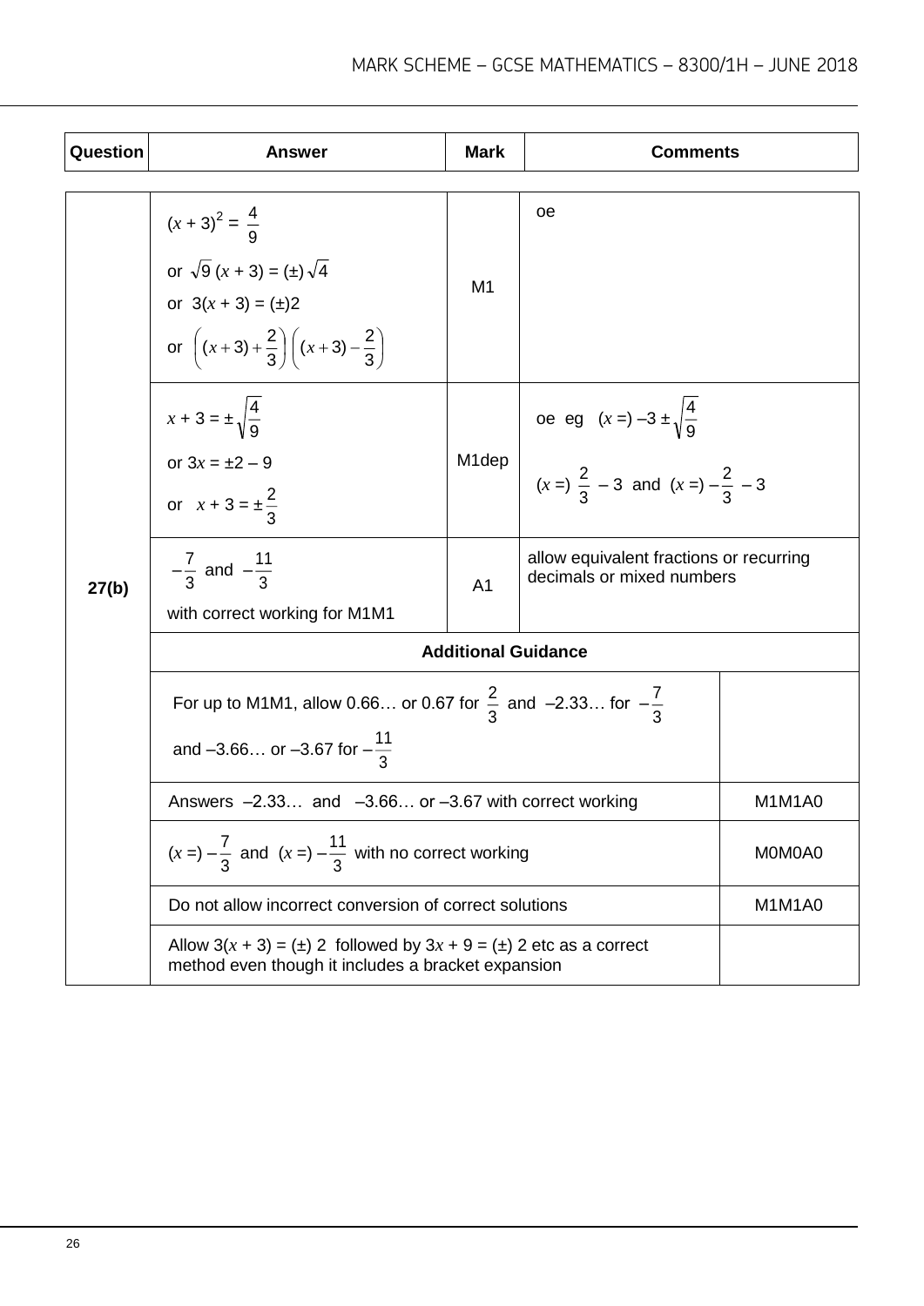| Question | Answer | Mark | Comments |
|---|---|---|---|
| 27(b) | $(x + 3)^2 = \frac{4}{9}$<br>or $\sqrt{9}\,(x + 3) = (\pm)\sqrt{4}$<br>or $3(x + 3) = (\pm)2$<br>or $\left((x+3)+\frac{2}{3}\right)\left((x+3)-\frac{2}{3}\right)$ | M1 | oe |
| | $x + 3 = \pm\sqrt{\frac{4}{9}}$<br>or $3x = \pm 2 - 9$<br>or $x + 3 = \pm\frac{2}{3}$ | M1dep | oe eg $(x =) -3 \pm \sqrt{\frac{4}{9}}$<br>$(x =)\ \frac{2}{3} - 3$ and $(x =) -\frac{2}{3} - 3$ |
| | $-\frac{7}{3}$ and $-\frac{11}{3}$<br>with correct working for M1M1 | A1 | allow equivalent fractions or recurring decimals or mixed numbers |
| | **Additional Guidance** | | |
| | For up to M1M1, allow 0.66… or 0.67 for $\frac{2}{3}$ and –2.33… for $-\frac{7}{3}$ and –3.66… or –3.67 for $-\frac{11}{3}$ | | |
| | Answers –2.33… and –3.66… or –3.67 with correct working | | M1M1A0 |
| | $(x =) -\frac{7}{3}$ and $(x =) -\frac{11}{3}$ with no correct working | | M0M0A0 |
| | Do not allow incorrect conversion of correct solutions | | M1M1A0 |
| | Allow $3(x + 3) = (\pm)\ 2$ followed by $3x + 9 = (\pm)\ 2$ etc as a correct method even though it includes a bracket expansion | | |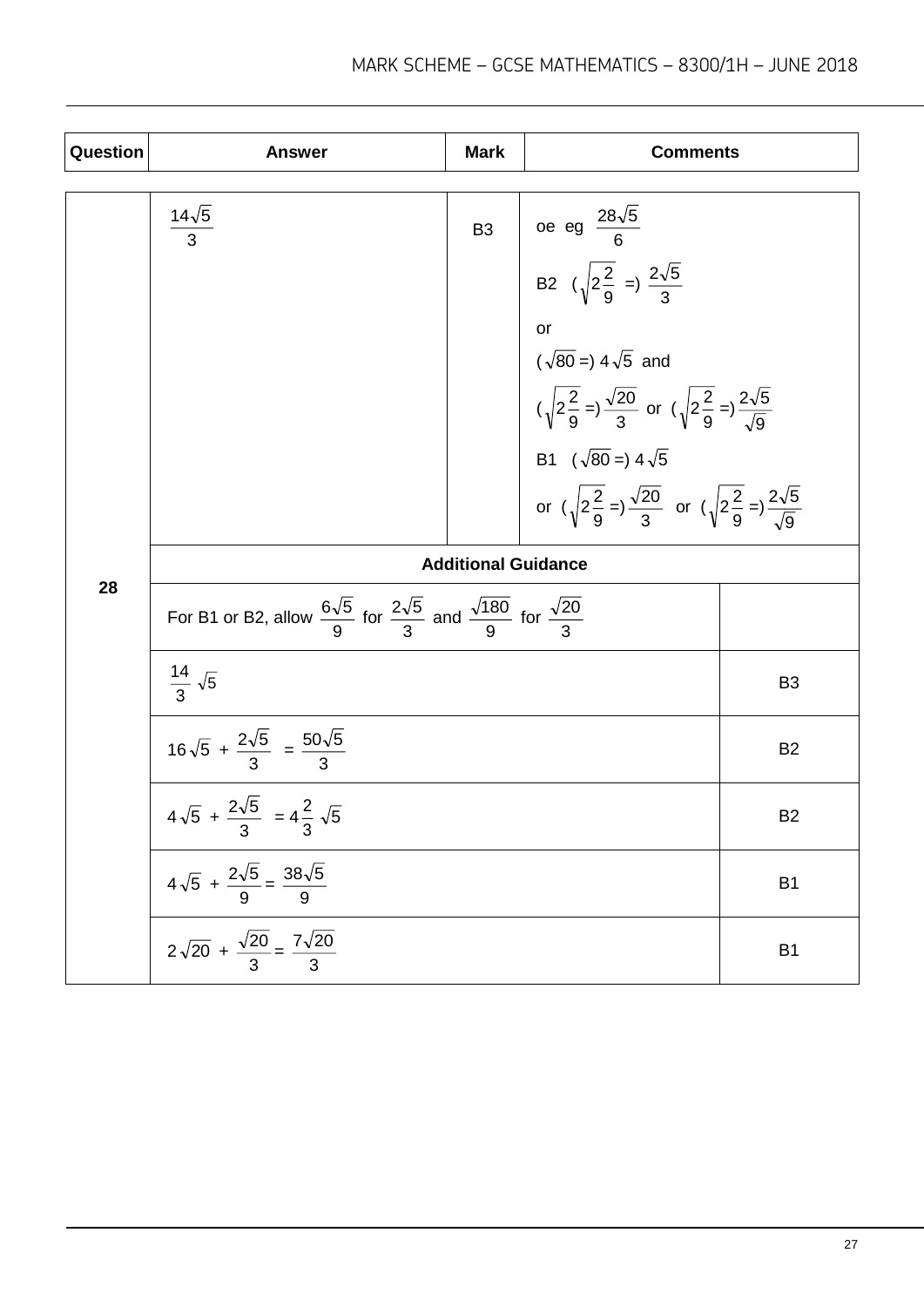| Question | Answer | Mark | Comments |
|---|---|---|---|
| 28 | $\frac{14\sqrt{5}}{3}$ | B3 | oe eg $\frac{28\sqrt{5}}{6}$<br><br>B2 $\left(\sqrt{2\frac{2}{9}} =\right) \frac{2\sqrt{5}}{3}$<br><br>or<br><br>$(\sqrt{80} =)\ 4\sqrt{5}$ and<br><br>$\left(\sqrt{2\frac{2}{9}} =\right) \frac{\sqrt{20}}{3}$ or $\left(\sqrt{2\frac{2}{9}} =\right) \frac{2\sqrt{5}}{\sqrt{9}}$<br><br>B1 $(\sqrt{80} =)\ 4\sqrt{5}$<br><br>or $\left(\sqrt{2\frac{2}{9}} =\right) \frac{\sqrt{20}}{3}$ or $\left(\sqrt{2\frac{2}{9}} =\right) \frac{2\sqrt{5}}{\sqrt{9}}$ |
| | **Additional Guidance** | | |
| | For B1 or B2, allow $\frac{6\sqrt{5}}{9}$ for $\frac{2\sqrt{5}}{3}$ and $\frac{\sqrt{180}}{9}$ for $\frac{\sqrt{20}}{3}$ | | |
| | $\frac{14}{3}\sqrt{5}$ | | B3 |
| | $16\sqrt{5} + \frac{2\sqrt{5}}{3} = \frac{50\sqrt{5}}{3}$ | | B2 |
| | $4\sqrt{5} + \frac{2\sqrt{5}}{3} = 4\frac{2}{3}\sqrt{5}$ | | B2 |
| | $4\sqrt{5} + \frac{2\sqrt{5}}{9} = \frac{38\sqrt{5}}{9}$ | | B1 |
| | $2\sqrt{20} + \frac{\sqrt{20}}{3} = \frac{7\sqrt{20}}{3}$ | | B1 |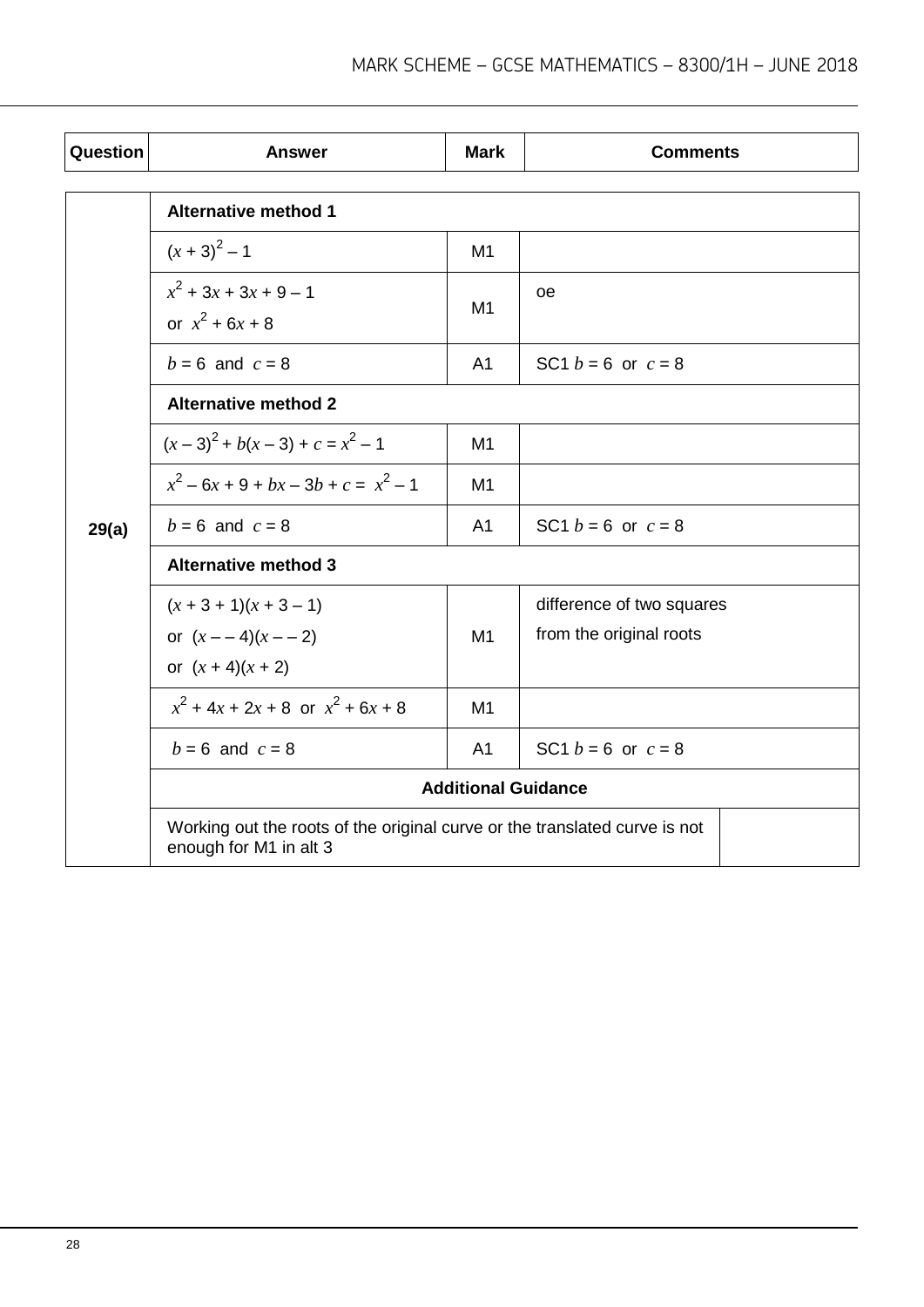| Question | Answer | Mark | Comments |
|---|---|---|---|
| 29(a) | **Alternative method 1** | | |
| | $(x + 3)^2 - 1$ | M1 | |
| | $x^2 + 3x + 3x + 9 - 1$ or $x^2 + 6x + 8$ | M1 | oe |
| | $b = 6$ and $c = 8$ | A1 | SC1 $b = 6$ or $c = 8$ |
| | **Alternative method 2** | | |
| | $(x - 3)^2 + b(x - 3) + c = x^2 - 1$ | M1 | |
| | $x^2 - 6x + 9 + bx - 3b + c = x^2 - 1$ | M1 | |
| | $b = 6$ and $c = 8$ | A1 | SC1 $b = 6$ or $c = 8$ |
| | **Alternative method 3** | | |
| | $(x + 3 + 1)(x + 3 - 1)$ or $(x - -4)(x - -2)$ or $(x + 4)(x + 2)$ | M1 | difference of two squares from the original roots |
| | $x^2 + 4x + 2x + 8$ or $x^2 + 6x + 8$ | M1 | |
| | $b = 6$ and $c = 8$ | A1 | SC1 $b = 6$ or $c = 8$ |
| | **Additional Guidance** | | |
| | Working out the roots of the original curve or the translated curve is not enough for M1 in alt 3 | | |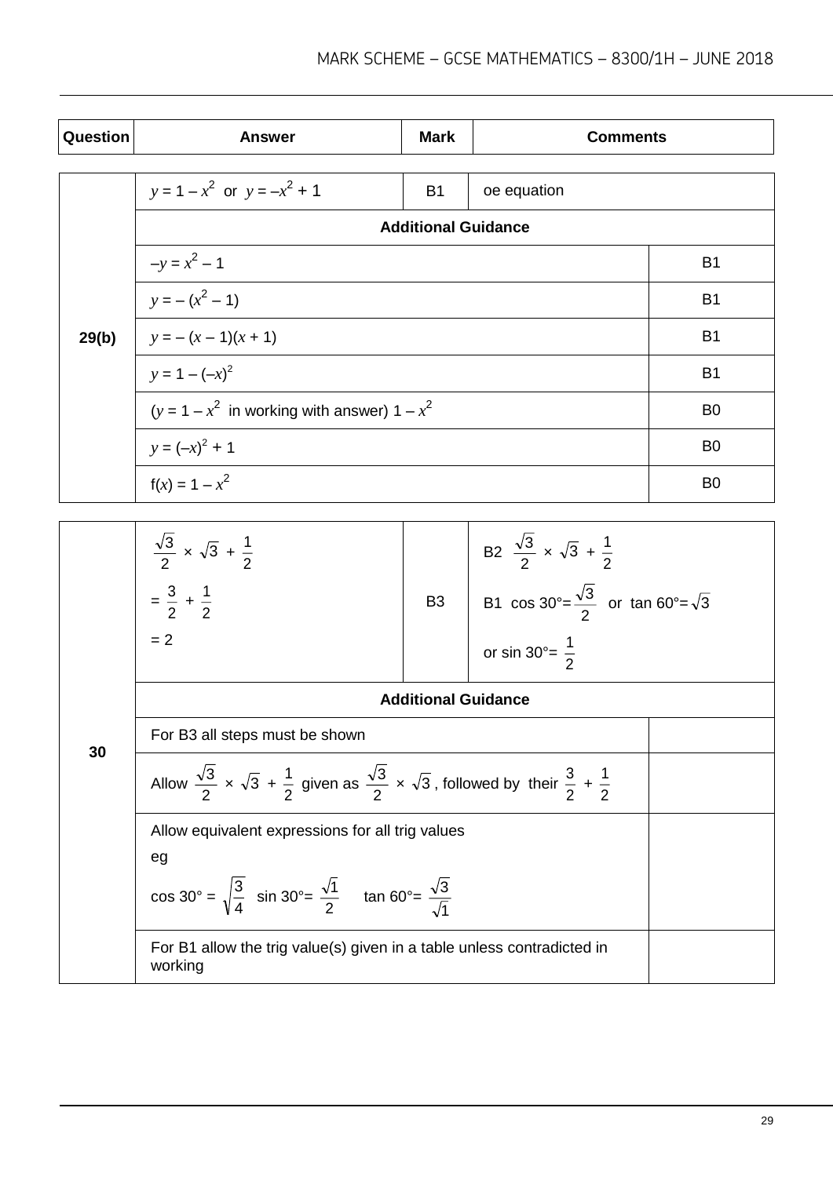| Question | Answer | Mark | Comments |
|---|---|---|---|
| 29(b) | $y = 1 - x^2$ or $y = -x^2 + 1$ | B1 | oe equation |
| | **Additional Guidance** | | |
| | $-y = x^2 - 1$ | | B1 |
| | $y = -(x^2 - 1)$ | | B1 |
| | $y = -(x - 1)(x + 1)$ | | B1 |
| | $y = 1 - (-x)^2$ | | B1 |
| | ($y = 1 - x^2$ in working with answer) $1 - x^2$ | | B0 |
| | $y = (-x)^2 + 1$ | | B0 |
| | $\text{f}(x) = 1 - x^2$ | | B0 |

| Question | Answer | Mark | Comments |
|---|---|---|---|
| 30 | $\frac{\sqrt{3}}{2} \times \sqrt{3} + \frac{1}{2}$ <br> $= \frac{3}{2} + \frac{1}{2}$ <br> $= 2$ | B3 | B2 $\frac{\sqrt{3}}{2} \times \sqrt{3} + \frac{1}{2}$ <br> B1 $\cos 30° = \frac{\sqrt{3}}{2}$ or $\tan 60° = \sqrt{3}$ <br> or $\sin 30° = \frac{1}{2}$ |
| | **Additional Guidance** | | |
| | For B3 all steps must be shown | | |
| | Allow $\frac{\sqrt{3}}{2} \times \sqrt{3} + \frac{1}{2}$ given as $\frac{\sqrt{3}}{2} \times \sqrt{3}$, followed by their $\frac{3}{2} + \frac{1}{2}$ | | |
| | Allow equivalent expressions for all trig values <br> eg <br> $\cos 30° = \sqrt{\frac{3}{4}}$ $\sin 30° = \frac{\sqrt{1}}{2}$ $\tan 60° = \frac{\sqrt{3}}{\sqrt{1}}$ | | |
| | For B1 allow the trig value(s) given in a table unless contradicted in working | | |